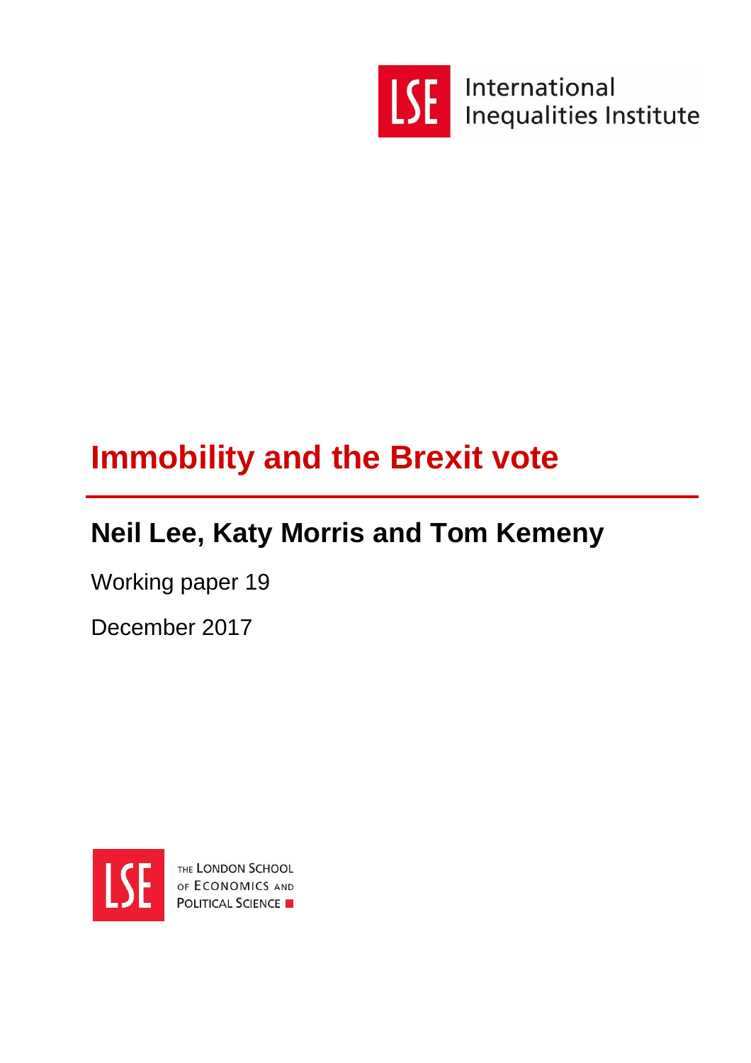International Inequalities Institute

# Immobility and the Brexit vote

## Neil Lee, Katy Morris and Tom Kemeny

Working paper 19

December 2017

THE LONDON SCHOOL OF ECONOMICS AND POLITICAL SCIENCE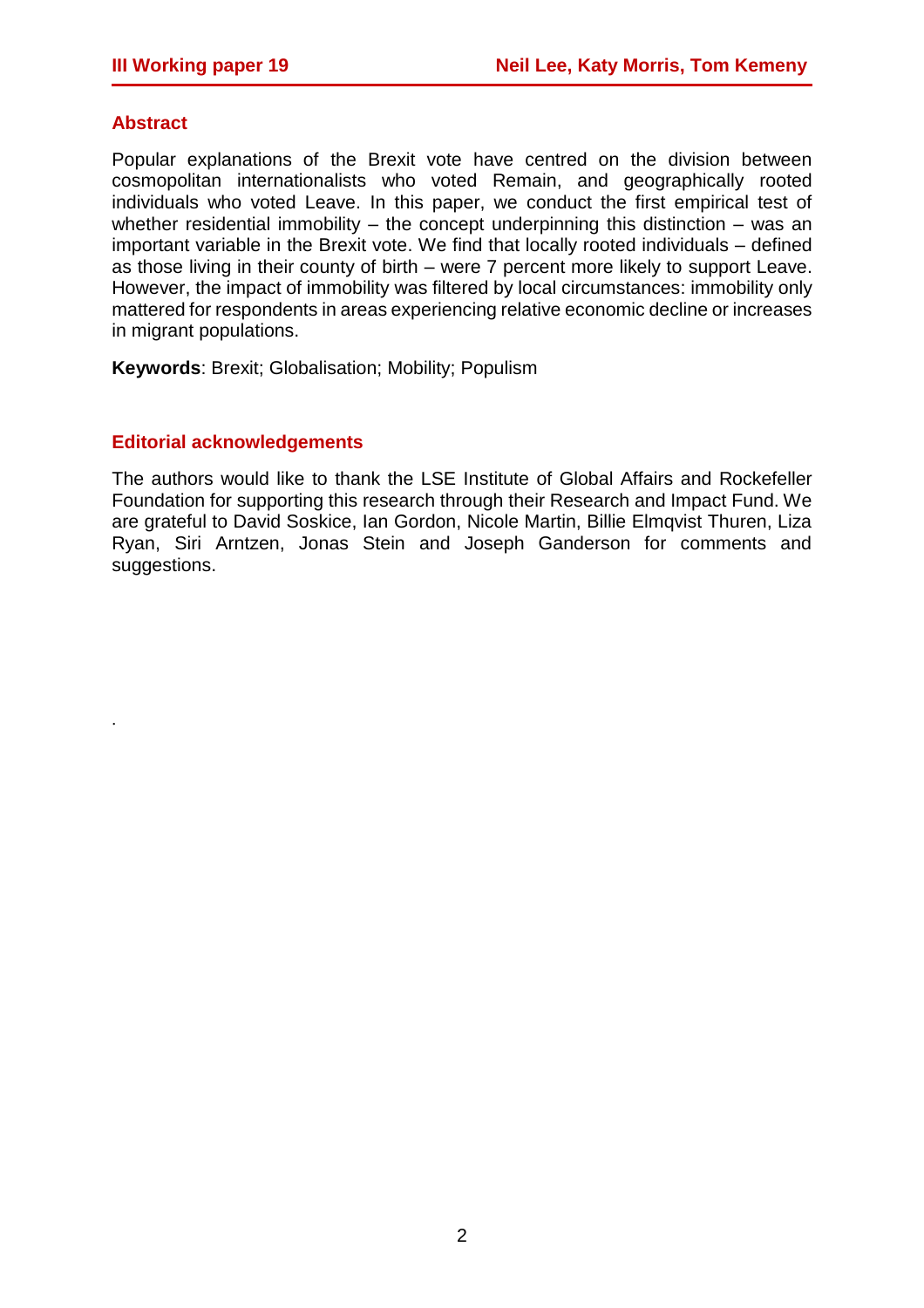## Abstract

Popular explanations of the Brexit vote have centred on the division between cosmopolitan internationalists who voted Remain, and geographically rooted individuals who voted Leave. In this paper, we conduct the first empirical test of whether residential immobility – the concept underpinning this distinction – was an important variable in the Brexit vote. We find that locally rooted individuals – defined as those living in their county of birth – were 7 percent more likely to support Leave. However, the impact of immobility was filtered by local circumstances: immobility only mattered for respondents in areas experiencing relative economic decline or increases in migrant populations.

**Keywords**: Brexit; Globalisation; Mobility; Populism

## Editorial acknowledgements

The authors would like to thank the LSE Institute of Global Affairs and Rockefeller Foundation for supporting this research through their Research and Impact Fund. We are grateful to David Soskice, Ian Gordon, Nicole Martin, Billie Elmqvist Thuren, Liza Ryan, Siri Arntzen, Jonas Stein and Joseph Ganderson for comments and suggestions.

.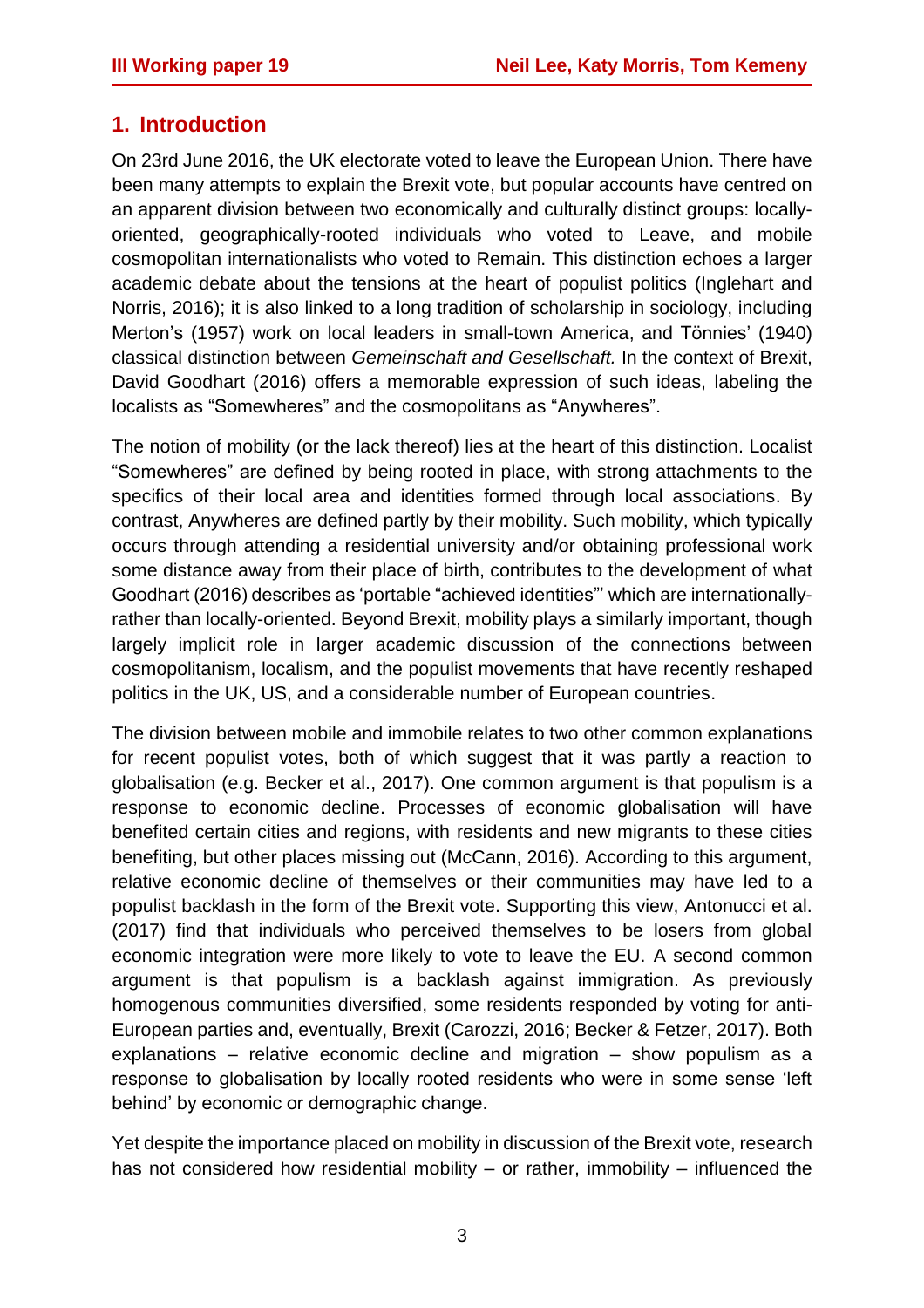## 1. Introduction

On 23rd June 2016, the UK electorate voted to leave the European Union. There have been many attempts to explain the Brexit vote, but popular accounts have centred on an apparent division between two economically and culturally distinct groups: locally-oriented, geographically-rooted individuals who voted to Leave, and mobile cosmopolitan internationalists who voted to Remain. This distinction echoes a larger academic debate about the tensions at the heart of populist politics (Inglehart and Norris, 2016); it is also linked to a long tradition of scholarship in sociology, including Merton's (1957) work on local leaders in small-town America, and Tönnies' (1940) classical distinction between *Gemeinschaft and Gesellschaft.* In the context of Brexit, David Goodhart (2016) offers a memorable expression of such ideas, labeling the localists as "Somewheres" and the cosmopolitans as "Anywheres".

The notion of mobility (or the lack thereof) lies at the heart of this distinction. Localist "Somewheres" are defined by being rooted in place, with strong attachments to the specifics of their local area and identities formed through local associations. By contrast, Anywheres are defined partly by their mobility. Such mobility, which typically occurs through attending a residential university and/or obtaining professional work some distance away from their place of birth, contributes to the development of what Goodhart (2016) describes as 'portable "achieved identities"' which are internationally- rather than locally-oriented. Beyond Brexit, mobility plays a similarly important, though largely implicit role in larger academic discussion of the connections between cosmopolitanism, localism, and the populist movements that have recently reshaped politics in the UK, US, and a considerable number of European countries.

The division between mobile and immobile relates to two other common explanations for recent populist votes, both of which suggest that it was partly a reaction to globalisation (e.g. Becker et al., 2017). One common argument is that populism is a response to economic decline. Processes of economic globalisation will have benefited certain cities and regions, with residents and new migrants to these cities benefiting, but other places missing out (McCann, 2016). According to this argument, relative economic decline of themselves or their communities may have led to a populist backlash in the form of the Brexit vote. Supporting this view, Antonucci et al. (2017) find that individuals who perceived themselves to be losers from global economic integration were more likely to vote to leave the EU. A second common argument is that populism is a backlash against immigration. As previously homogenous communities diversified, some residents responded by voting for anti-European parties and, eventually, Brexit (Carozzi, 2016; Becker & Fetzer, 2017). Both explanations – relative economic decline and migration – show populism as a response to globalisation by locally rooted residents who were in some sense 'left behind' by economic or demographic change.

Yet despite the importance placed on mobility in discussion of the Brexit vote, research has not considered how residential mobility – or rather, immobility – influenced the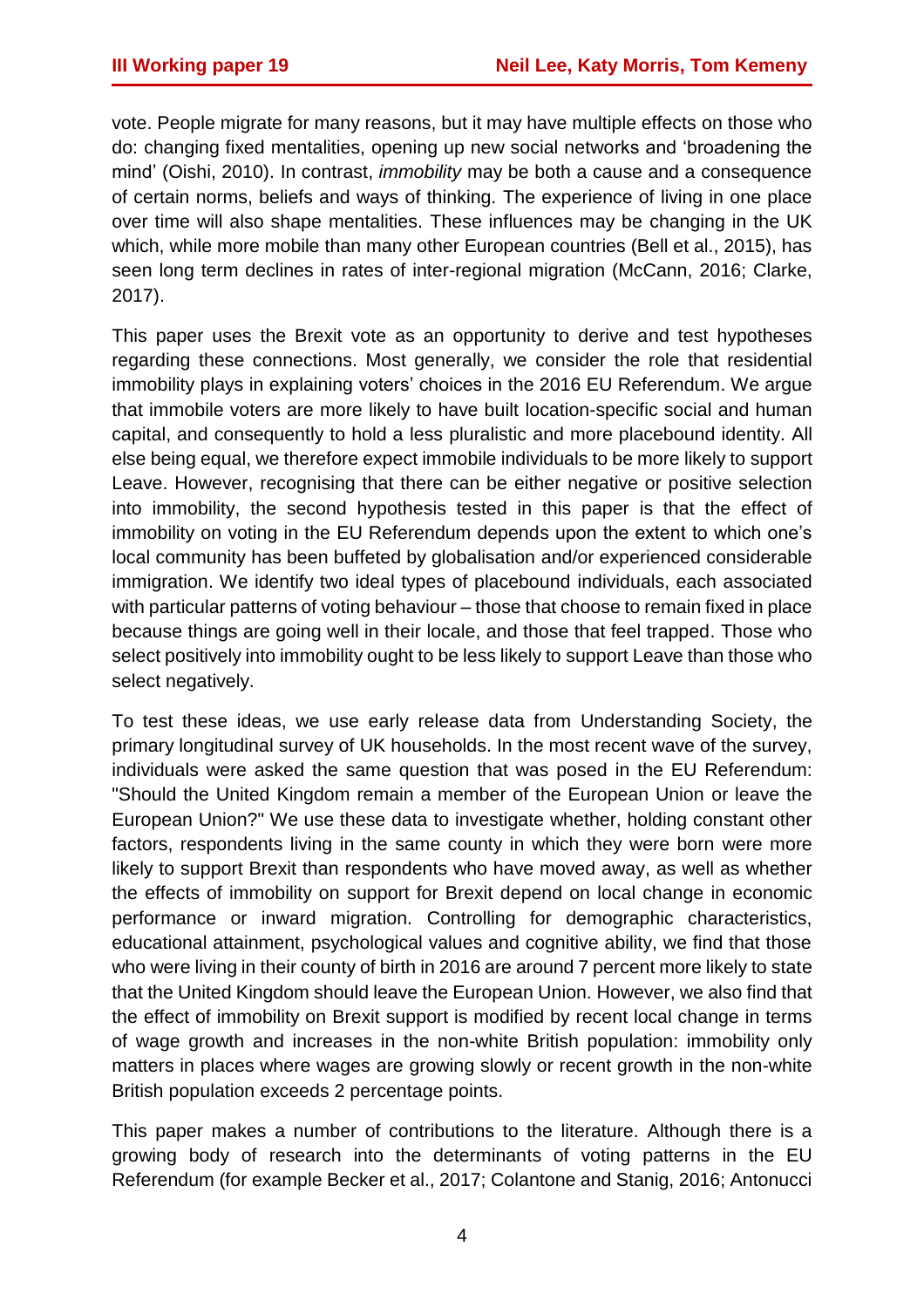vote. People migrate for many reasons, but it may have multiple effects on those who do: changing fixed mentalities, opening up new social networks and 'broadening the mind' (Oishi, 2010). In contrast, *immobility* may be both a cause and a consequence of certain norms, beliefs and ways of thinking. The experience of living in one place over time will also shape mentalities. These influences may be changing in the UK which, while more mobile than many other European countries (Bell et al., 2015), has seen long term declines in rates of inter-regional migration (McCann, 2016; Clarke, 2017).

This paper uses the Brexit vote as an opportunity to derive and test hypotheses regarding these connections. Most generally, we consider the role that residential immobility plays in explaining voters' choices in the 2016 EU Referendum. We argue that immobile voters are more likely to have built location-specific social and human capital, and consequently to hold a less pluralistic and more placebound identity. All else being equal, we therefore expect immobile individuals to be more likely to support Leave. However, recognising that there can be either negative or positive selection into immobility, the second hypothesis tested in this paper is that the effect of immobility on voting in the EU Referendum depends upon the extent to which one's local community has been buffeted by globalisation and/or experienced considerable immigration. We identify two ideal types of placebound individuals, each associated with particular patterns of voting behaviour – those that choose to remain fixed in place because things are going well in their locale, and those that feel trapped. Those who select positively into immobility ought to be less likely to support Leave than those who select negatively.

To test these ideas, we use early release data from Understanding Society, the primary longitudinal survey of UK households. In the most recent wave of the survey, individuals were asked the same question that was posed in the EU Referendum: "Should the United Kingdom remain a member of the European Union or leave the European Union?" We use these data to investigate whether, holding constant other factors, respondents living in the same county in which they were born were more likely to support Brexit than respondents who have moved away, as well as whether the effects of immobility on support for Brexit depend on local change in economic performance or inward migration. Controlling for demographic characteristics, educational attainment, psychological values and cognitive ability, we find that those who were living in their county of birth in 2016 are around 7 percent more likely to state that the United Kingdom should leave the European Union. However, we also find that the effect of immobility on Brexit support is modified by recent local change in terms of wage growth and increases in the non-white British population: immobility only matters in places where wages are growing slowly or recent growth in the non-white British population exceeds 2 percentage points.

This paper makes a number of contributions to the literature. Although there is a growing body of research into the determinants of voting patterns in the EU Referendum (for example Becker et al., 2017; Colantone and Stanig, 2016; Antonucci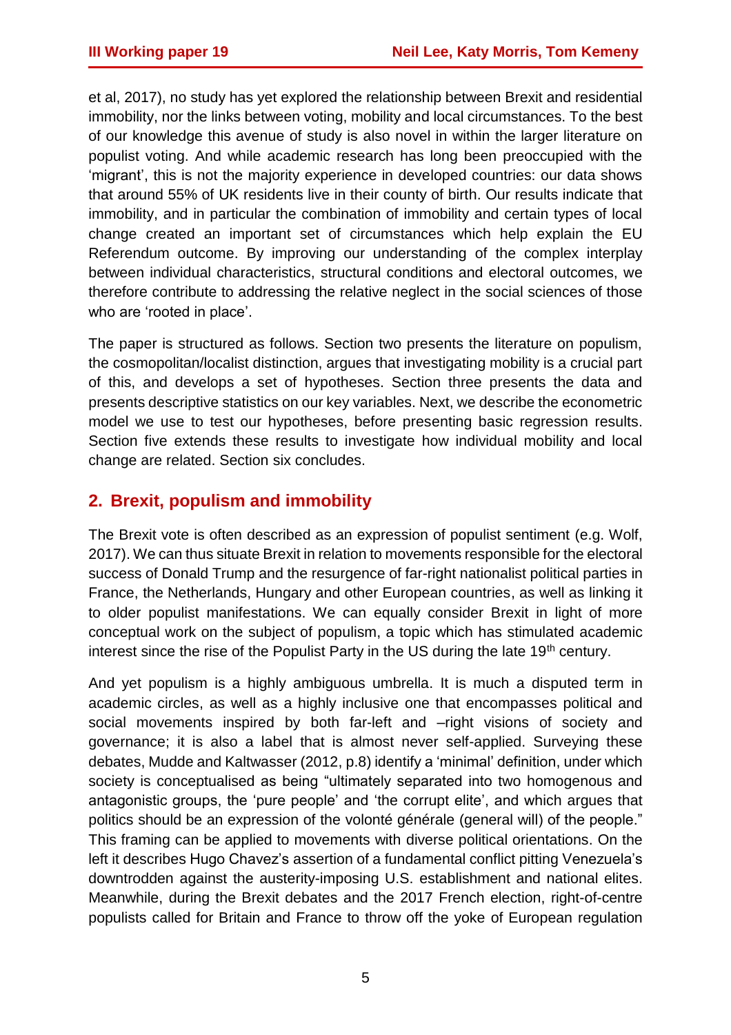et al, 2017), no study has yet explored the relationship between Brexit and residential immobility, nor the links between voting, mobility and local circumstances. To the best of our knowledge this avenue of study is also novel in within the larger literature on populist voting. And while academic research has long been preoccupied with the 'migrant', this is not the majority experience in developed countries: our data shows that around 55% of UK residents live in their county of birth. Our results indicate that immobility, and in particular the combination of immobility and certain types of local change created an important set of circumstances which help explain the EU Referendum outcome. By improving our understanding of the complex interplay between individual characteristics, structural conditions and electoral outcomes, we therefore contribute to addressing the relative neglect in the social sciences of those who are 'rooted in place'.

The paper is structured as follows. Section two presents the literature on populism, the cosmopolitan/localist distinction, argues that investigating mobility is a crucial part of this, and develops a set of hypotheses. Section three presents the data and presents descriptive statistics on our key variables. Next, we describe the econometric model we use to test our hypotheses, before presenting basic regression results. Section five extends these results to investigate how individual mobility and local change are related. Section six concludes.

## 2. Brexit, populism and immobility

The Brexit vote is often described as an expression of populist sentiment (e.g. Wolf, 2017). We can thus situate Brexit in relation to movements responsible for the electoral success of Donald Trump and the resurgence of far-right nationalist political parties in France, the Netherlands, Hungary and other European countries, as well as linking it to older populist manifestations. We can equally consider Brexit in light of more conceptual work on the subject of populism, a topic which has stimulated academic interest since the rise of the Populist Party in the US during the late 19th century.

And yet populism is a highly ambiguous umbrella. It is much a disputed term in academic circles, as well as a highly inclusive one that encompasses political and social movements inspired by both far-left and –right visions of society and governance; it is also a label that is almost never self-applied. Surveying these debates, Mudde and Kaltwasser (2012, p.8) identify a 'minimal' definition, under which society is conceptualised as being "ultimately separated into two homogenous and antagonistic groups, the 'pure people' and 'the corrupt elite', and which argues that politics should be an expression of the volonté générale (general will) of the people." This framing can be applied to movements with diverse political orientations. On the left it describes Hugo Chavez's assertion of a fundamental conflict pitting Venezuela's downtrodden against the austerity-imposing U.S. establishment and national elites. Meanwhile, during the Brexit debates and the 2017 French election, right-of-centre populists called for Britain and France to throw off the yoke of European regulation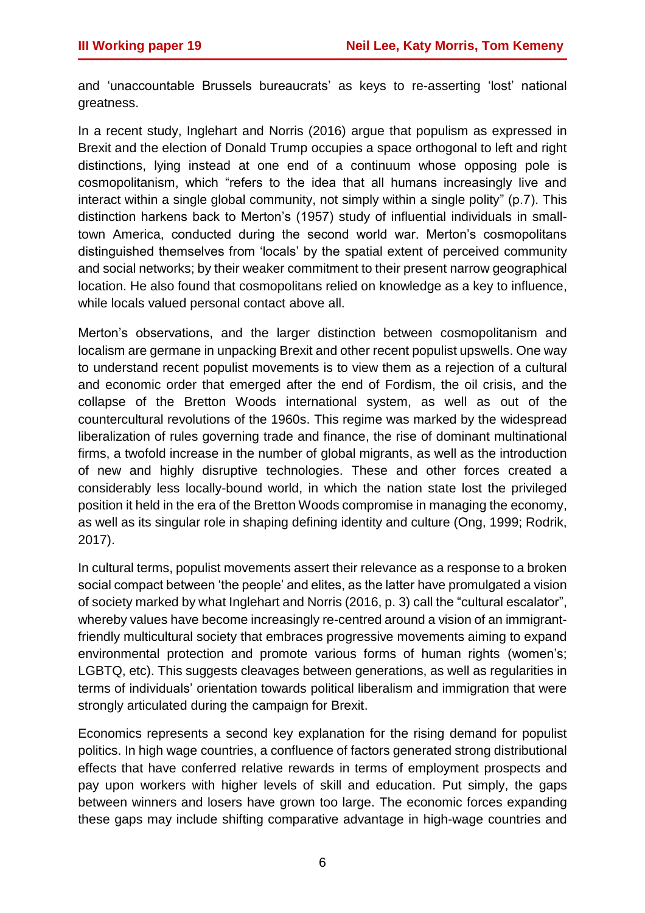and 'unaccountable Brussels bureaucrats' as keys to re-asserting 'lost' national greatness.

In a recent study, Inglehart and Norris (2016) argue that populism as expressed in Brexit and the election of Donald Trump occupies a space orthogonal to left and right distinctions, lying instead at one end of a continuum whose opposing pole is cosmopolitanism, which "refers to the idea that all humans increasingly live and interact within a single global community, not simply within a single polity" (p.7). This distinction harkens back to Merton's (1957) study of influential individuals in small-town America, conducted during the second world war. Merton's cosmopolitans distinguished themselves from 'locals' by the spatial extent of perceived community and social networks; by their weaker commitment to their present narrow geographical location. He also found that cosmopolitans relied on knowledge as a key to influence, while locals valued personal contact above all.

Merton's observations, and the larger distinction between cosmopolitanism and localism are germane in unpacking Brexit and other recent populist upswells. One way to understand recent populist movements is to view them as a rejection of a cultural and economic order that emerged after the end of Fordism, the oil crisis, and the collapse of the Bretton Woods international system, as well as out of the countercultural revolutions of the 1960s. This regime was marked by the widespread liberalization of rules governing trade and finance, the rise of dominant multinational firms, a twofold increase in the number of global migrants, as well as the introduction of new and highly disruptive technologies. These and other forces created a considerably less locally-bound world, in which the nation state lost the privileged position it held in the era of the Bretton Woods compromise in managing the economy, as well as its singular role in shaping defining identity and culture (Ong, 1999; Rodrik, 2017).

In cultural terms, populist movements assert their relevance as a response to a broken social compact between 'the people' and elites, as the latter have promulgated a vision of society marked by what Inglehart and Norris (2016, p. 3) call the "cultural escalator", whereby values have become increasingly re-centred around a vision of an immigrant-friendly multicultural society that embraces progressive movements aiming to expand environmental protection and promote various forms of human rights (women's; LGBTQ, etc). This suggests cleavages between generations, as well as regularities in terms of individuals' orientation towards political liberalism and immigration that were strongly articulated during the campaign for Brexit.

Economics represents a second key explanation for the rising demand for populist politics. In high wage countries, a confluence of factors generated strong distributional effects that have conferred relative rewards in terms of employment prospects and pay upon workers with higher levels of skill and education. Put simply, the gaps between winners and losers have grown too large. The economic forces expanding these gaps may include shifting comparative advantage in high-wage countries and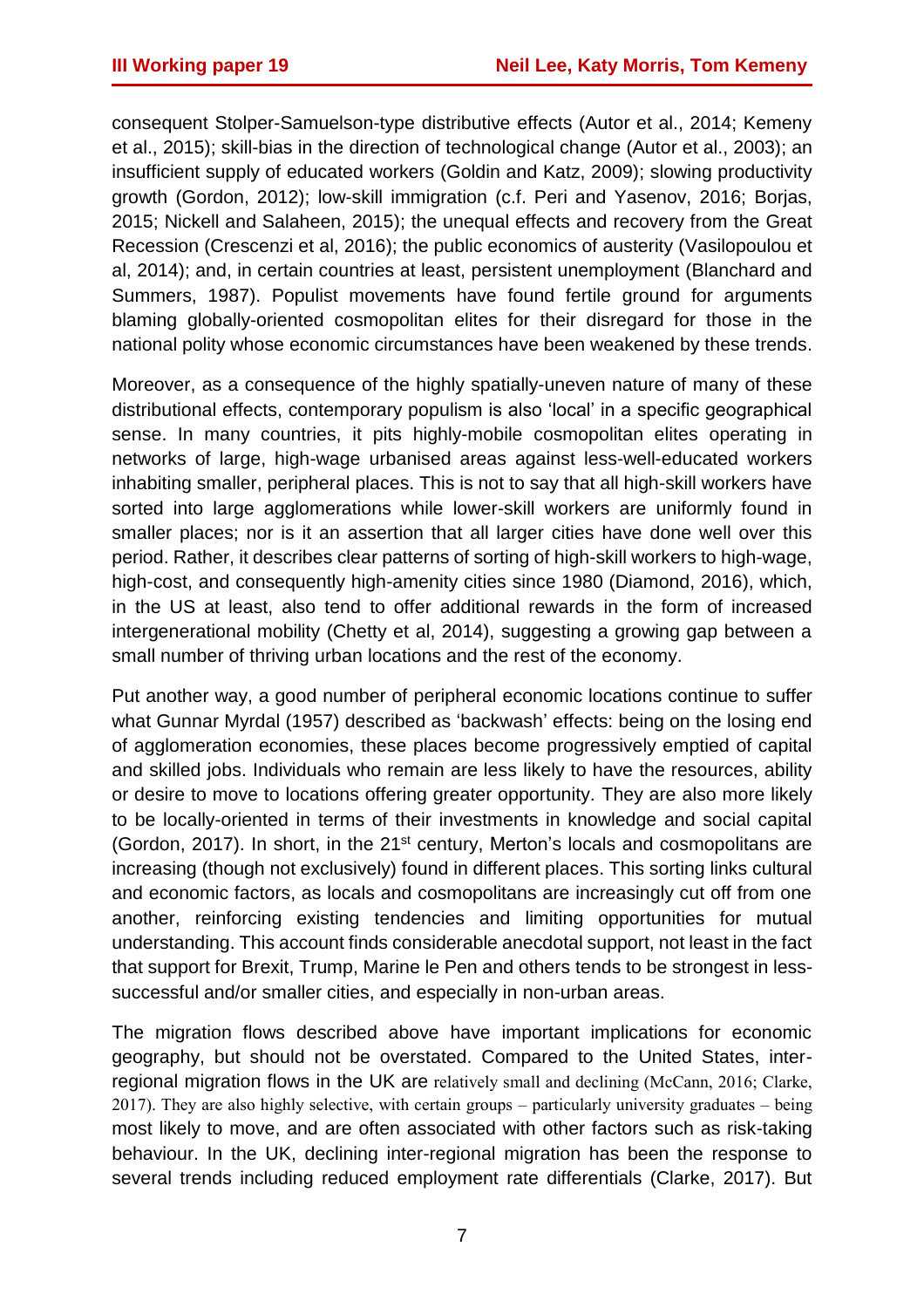consequent Stolper-Samuelson-type distributive effects (Autor et al., 2014; Kemeny et al., 2015); skill-bias in the direction of technological change (Autor et al., 2003); an insufficient supply of educated workers (Goldin and Katz, 2009); slowing productivity growth (Gordon, 2012); low-skill immigration (c.f. Peri and Yasenov, 2016; Borjas, 2015; Nickell and Salaheen, 2015); the unequal effects and recovery from the Great Recession (Crescenzi et al, 2016); the public economics of austerity (Vasilopoulou et al, 2014); and, in certain countries at least, persistent unemployment (Blanchard and Summers, 1987). Populist movements have found fertile ground for arguments blaming globally-oriented cosmopolitan elites for their disregard for those in the national polity whose economic circumstances have been weakened by these trends.

Moreover, as a consequence of the highly spatially-uneven nature of many of these distributional effects, contemporary populism is also 'local' in a specific geographical sense. In many countries, it pits highly-mobile cosmopolitan elites operating in networks of large, high-wage urbanised areas against less-well-educated workers inhabiting smaller, peripheral places. This is not to say that all high-skill workers have sorted into large agglomerations while lower-skill workers are uniformly found in smaller places; nor is it an assertion that all larger cities have done well over this period. Rather, it describes clear patterns of sorting of high-skill workers to high-wage, high-cost, and consequently high-amenity cities since 1980 (Diamond, 2016), which, in the US at least, also tend to offer additional rewards in the form of increased intergenerational mobility (Chetty et al, 2014), suggesting a growing gap between a small number of thriving urban locations and the rest of the economy.

Put another way, a good number of peripheral economic locations continue to suffer what Gunnar Myrdal (1957) described as 'backwash' effects: being on the losing end of agglomeration economies, these places become progressively emptied of capital and skilled jobs. Individuals who remain are less likely to have the resources, ability or desire to move to locations offering greater opportunity. They are also more likely to be locally-oriented in terms of their investments in knowledge and social capital (Gordon, 2017). In short, in the 21st century, Merton's locals and cosmopolitans are increasing (though not exclusively) found in different places. This sorting links cultural and economic factors, as locals and cosmopolitans are increasingly cut off from one another, reinforcing existing tendencies and limiting opportunities for mutual understanding. This account finds considerable anecdotal support, not least in the fact that support for Brexit, Trump, Marine le Pen and others tends to be strongest in less-successful and/or smaller cities, and especially in non-urban areas.

The migration flows described above have important implications for economic geography, but should not be overstated. Compared to the United States, inter-regional migration flows in the UK are relatively small and declining (McCann, 2016; Clarke, 2017). They are also highly selective, with certain groups – particularly university graduates – being most likely to move, and are often associated with other factors such as risk-taking behaviour. In the UK, declining inter-regional migration has been the response to several trends including reduced employment rate differentials (Clarke, 2017). But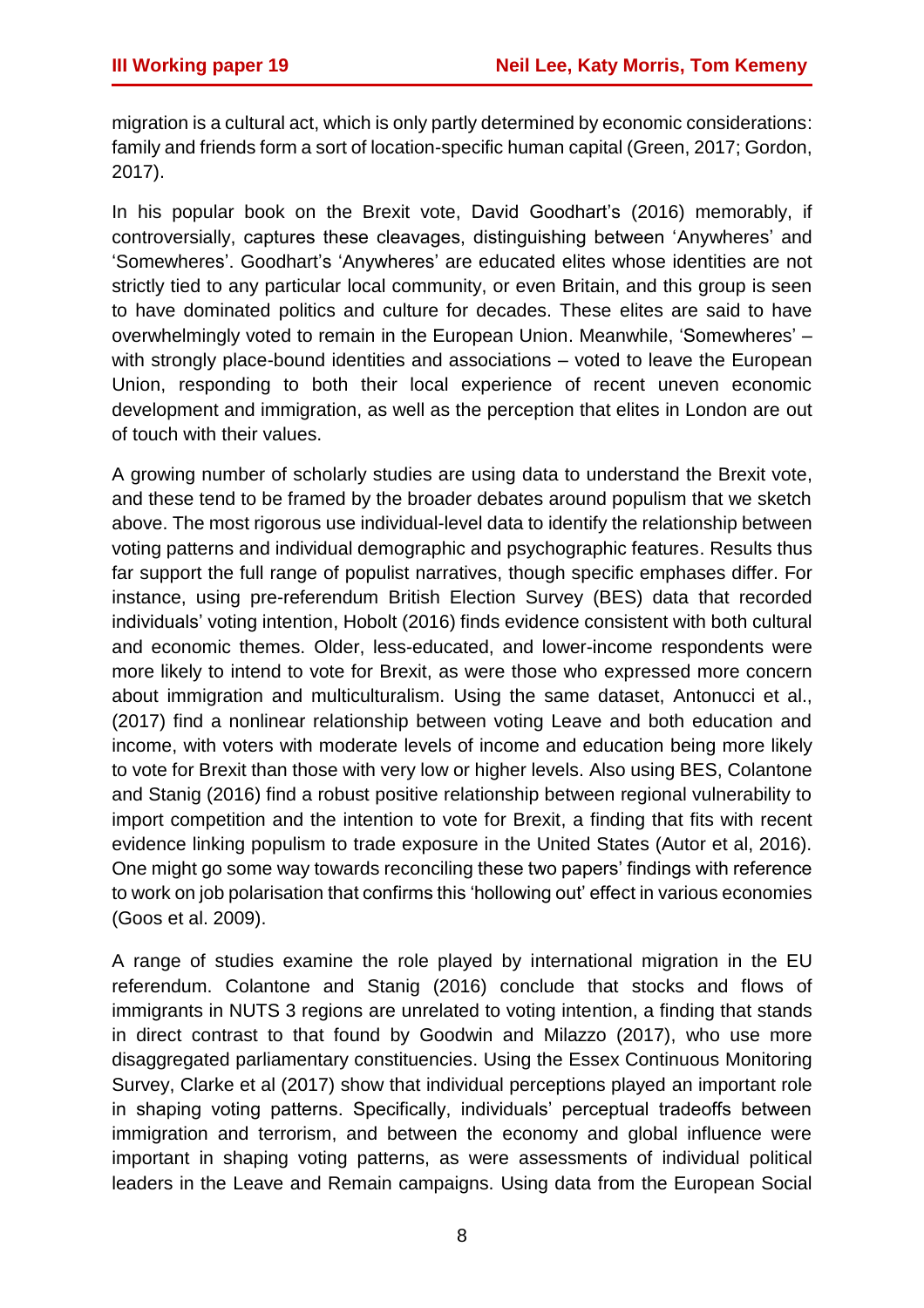migration is a cultural act, which is only partly determined by economic considerations: family and friends form a sort of location-specific human capital (Green, 2017; Gordon, 2017).

In his popular book on the Brexit vote, David Goodhart's (2016) memorably, if controversially, captures these cleavages, distinguishing between 'Anywheres' and 'Somewheres'. Goodhart's 'Anywheres' are educated elites whose identities are not strictly tied to any particular local community, or even Britain, and this group is seen to have dominated politics and culture for decades. These elites are said to have overwhelmingly voted to remain in the European Union. Meanwhile, 'Somewheres' – with strongly place-bound identities and associations – voted to leave the European Union, responding to both their local experience of recent uneven economic development and immigration, as well as the perception that elites in London are out of touch with their values.

A growing number of scholarly studies are using data to understand the Brexit vote, and these tend to be framed by the broader debates around populism that we sketch above. The most rigorous use individual-level data to identify the relationship between voting patterns and individual demographic and psychographic features. Results thus far support the full range of populist narratives, though specific emphases differ. For instance, using pre-referendum British Election Survey (BES) data that recorded individuals' voting intention, Hobolt (2016) finds evidence consistent with both cultural and economic themes. Older, less-educated, and lower-income respondents were more likely to intend to vote for Brexit, as were those who expressed more concern about immigration and multiculturalism. Using the same dataset, Antonucci et al., (2017) find a nonlinear relationship between voting Leave and both education and income, with voters with moderate levels of income and education being more likely to vote for Brexit than those with very low or higher levels. Also using BES, Colantone and Stanig (2016) find a robust positive relationship between regional vulnerability to import competition and the intention to vote for Brexit, a finding that fits with recent evidence linking populism to trade exposure in the United States (Autor et al, 2016). One might go some way towards reconciling these two papers' findings with reference to work on job polarisation that confirms this 'hollowing out' effect in various economies (Goos et al. 2009).

A range of studies examine the role played by international migration in the EU referendum. Colantone and Stanig (2016) conclude that stocks and flows of immigrants in NUTS 3 regions are unrelated to voting intention, a finding that stands in direct contrast to that found by Goodwin and Milazzo (2017), who use more disaggregated parliamentary constituencies. Using the Essex Continuous Monitoring Survey, Clarke et al (2017) show that individual perceptions played an important role in shaping voting patterns. Specifically, individuals' perceptual tradeoffs between immigration and terrorism, and between the economy and global influence were important in shaping voting patterns, as were assessments of individual political leaders in the Leave and Remain campaigns. Using data from the European Social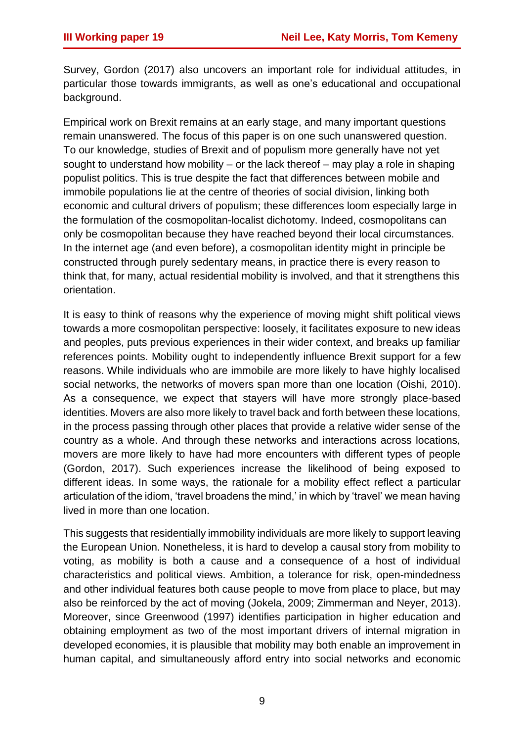Survey, Gordon (2017) also uncovers an important role for individual attitudes, in particular those towards immigrants, as well as one's educational and occupational background.

Empirical work on Brexit remains at an early stage, and many important questions remain unanswered. The focus of this paper is on one such unanswered question. To our knowledge, studies of Brexit and of populism more generally have not yet sought to understand how mobility – or the lack thereof – may play a role in shaping populist politics. This is true despite the fact that differences between mobile and immobile populations lie at the centre of theories of social division, linking both economic and cultural drivers of populism; these differences loom especially large in the formulation of the cosmopolitan-localist dichotomy. Indeed, cosmopolitans can only be cosmopolitan because they have reached beyond their local circumstances. In the internet age (and even before), a cosmopolitan identity might in principle be constructed through purely sedentary means, in practice there is every reason to think that, for many, actual residential mobility is involved, and that it strengthens this orientation.

It is easy to think of reasons why the experience of moving might shift political views towards a more cosmopolitan perspective: loosely, it facilitates exposure to new ideas and peoples, puts previous experiences in their wider context, and breaks up familiar references points. Mobility ought to independently influence Brexit support for a few reasons. While individuals who are immobile are more likely to have highly localised social networks, the networks of movers span more than one location (Oishi, 2010). As a consequence, we expect that stayers will have more strongly place-based identities. Movers are also more likely to travel back and forth between these locations, in the process passing through other places that provide a relative wider sense of the country as a whole. And through these networks and interactions across locations, movers are more likely to have had more encounters with different types of people (Gordon, 2017). Such experiences increase the likelihood of being exposed to different ideas. In some ways, the rationale for a mobility effect reflect a particular articulation of the idiom, 'travel broadens the mind,' in which by 'travel' we mean having lived in more than one location.

This suggests that residentially immobility individuals are more likely to support leaving the European Union. Nonetheless, it is hard to develop a causal story from mobility to voting, as mobility is both a cause and a consequence of a host of individual characteristics and political views. Ambition, a tolerance for risk, open-mindedness and other individual features both cause people to move from place to place, but may also be reinforced by the act of moving (Jokela, 2009; Zimmerman and Neyer, 2013). Moreover, since Greenwood (1997) identifies participation in higher education and obtaining employment as two of the most important drivers of internal migration in developed economies, it is plausible that mobility may both enable an improvement in human capital, and simultaneously afford entry into social networks and economic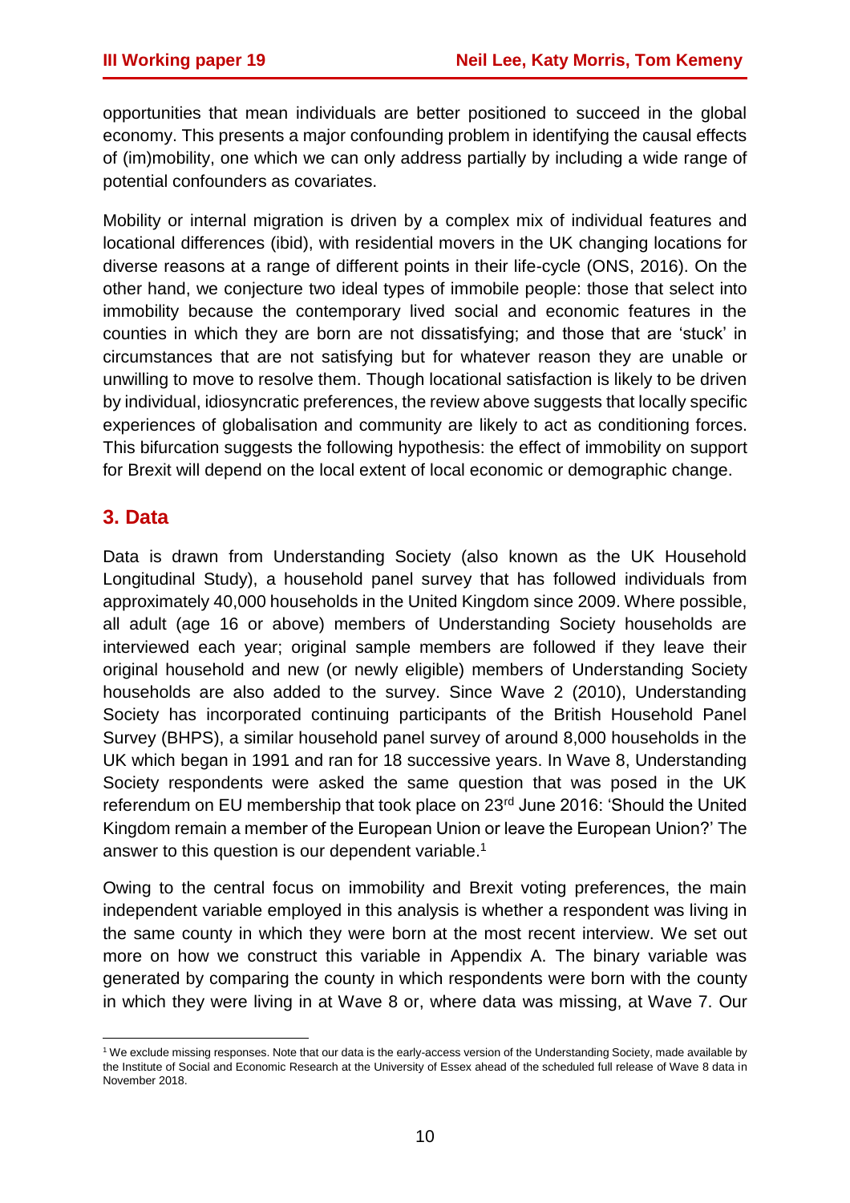opportunities that mean individuals are better positioned to succeed in the global economy. This presents a major confounding problem in identifying the causal effects of (im)mobility, one which we can only address partially by including a wide range of potential confounders as covariates.

Mobility or internal migration is driven by a complex mix of individual features and locational differences (ibid), with residential movers in the UK changing locations for diverse reasons at a range of different points in their life-cycle (ONS, 2016). On the other hand, we conjecture two ideal types of immobile people: those that select into immobility because the contemporary lived social and economic features in the counties in which they are born are not dissatisfying; and those that are 'stuck' in circumstances that are not satisfying but for whatever reason they are unable or unwilling to move to resolve them. Though locational satisfaction is likely to be driven by individual, idiosyncratic preferences, the review above suggests that locally specific experiences of globalisation and community are likely to act as conditioning forces. This bifurcation suggests the following hypothesis: the effect of immobility on support for Brexit will depend on the local extent of local economic or demographic change.

## 3. Data

Data is drawn from Understanding Society (also known as the UK Household Longitudinal Study), a household panel survey that has followed individuals from approximately 40,000 households in the United Kingdom since 2009. Where possible, all adult (age 16 or above) members of Understanding Society households are interviewed each year; original sample members are followed if they leave their original household and new (or newly eligible) members of Understanding Society households are also added to the survey. Since Wave 2 (2010), Understanding Society has incorporated continuing participants of the British Household Panel Survey (BHPS), a similar household panel survey of around 8,000 households in the UK which began in 1991 and ran for 18 successive years. In Wave 8, Understanding Society respondents were asked the same question that was posed in the UK referendum on EU membership that took place on 23rd June 2016: 'Should the United Kingdom remain a member of the European Union or leave the European Union?' The answer to this question is our dependent variable.[1]

Owing to the central focus on immobility and Brexit voting preferences, the main independent variable employed in this analysis is whether a respondent was living in the same county in which they were born at the most recent interview. We set out more on how we construct this variable in Appendix A. The binary variable was generated by comparing the county in which respondents were born with the county in which they were living in at Wave 8 or, where data was missing, at Wave 7. Our

[1] We exclude missing responses. Note that our data is the early-access version of the Understanding Society, made available by the Institute of Social and Economic Research at the University of Essex ahead of the scheduled full release of Wave 8 data in November 2018.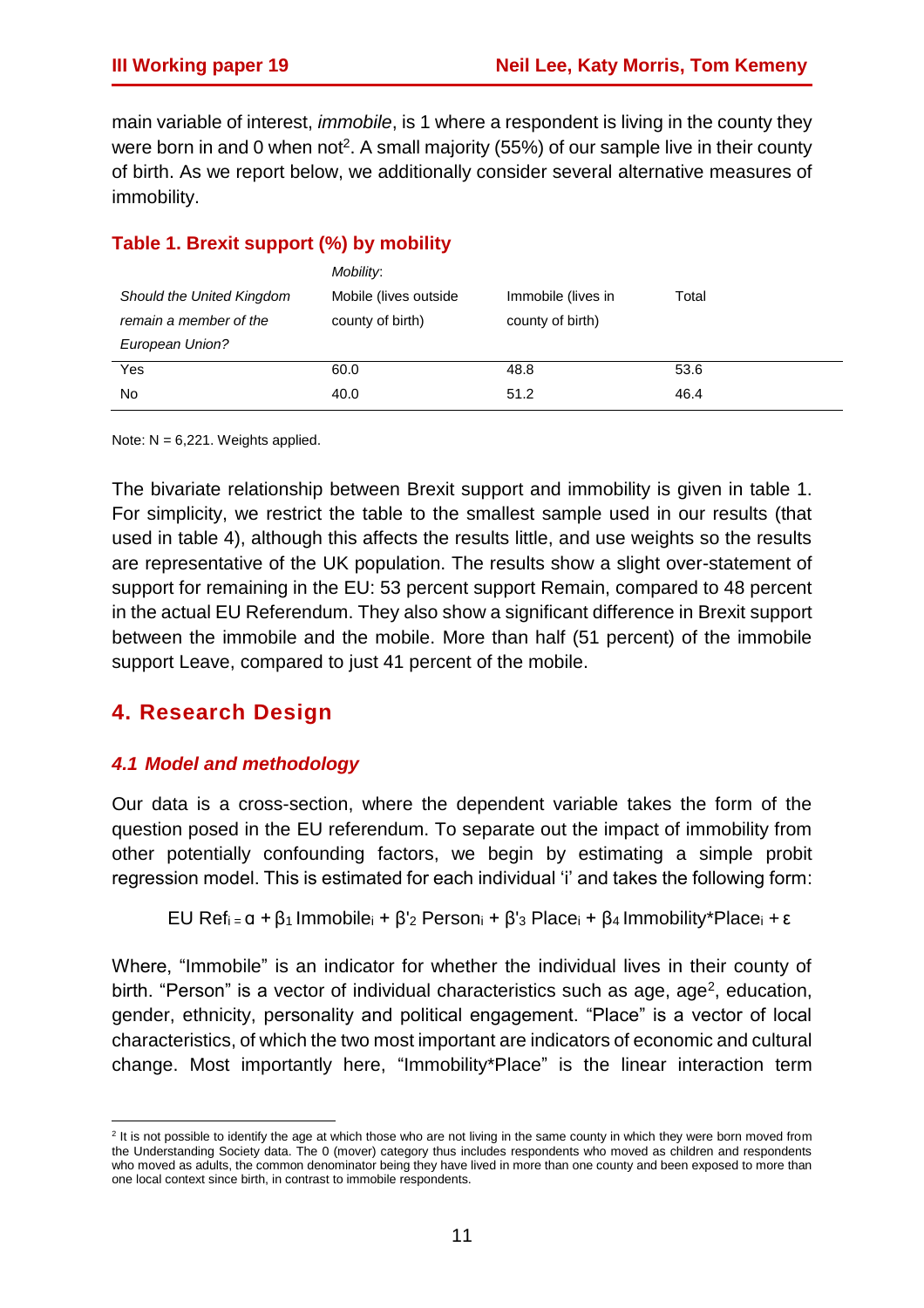main variable of interest, *immobile*, is 1 where a respondent is living in the county they were born in and 0 when not[2]. A small majority (55%) of our sample live in their county of birth. As we report below, we additionally consider several alternative measures of immobility.

**Table 1. Brexit support (%) by mobility**

| *Should the United Kingdom remain a member of the European Union?* | *Mobility*: Mobile (lives outside county of birth) | Immobile (lives in county of birth) | Total |
|---|---|---|---|
| Yes | 60.0 | 48.8 | 53.6 |
| No | 40.0 | 51.2 | 46.4 |

Note: N = 6,221. Weights applied.

The bivariate relationship between Brexit support and immobility is given in table 1. For simplicity, we restrict the table to the smallest sample used in our results (that used in table 4), although this affects the results little, and use weights so the results are representative of the UK population. The results show a slight over-statement of support for remaining in the EU: 53 percent support Remain, compared to 48 percent in the actual EU Referendum. They also show a significant difference in Brexit support between the immobile and the mobile. More than half (51 percent) of the immobile support Leave, compared to just 41 percent of the mobile.

## 4. Research Design

### *4.1 Model and methodology*

Our data is a cross-section, where the dependent variable takes the form of the question posed in the EU referendum. To separate out the impact of immobility from other potentially confounding factors, we begin by estimating a simple probit regression model. This is estimated for each individual 'i' and takes the following form:

$$\text{EU Ref}_i = \alpha + \beta_1 \text{Immobile}_i + \beta'_2 \text{Person}_i + \beta'_3 \text{Place}_i + \beta_4 \text{Immobility*Place}_i + \varepsilon$$

Where, "Immobile" is an indicator for whether the individual lives in their county of birth. "Person" is a vector of individual characteristics such as age, age$^2$, education, gender, ethnicity, personality and political engagement. "Place" is a vector of local characteristics, of which the two most important are indicators of economic and cultural change. Most importantly here, "Immobility*Place" is the linear interaction term

[2] It is not possible to identify the age at which those who are not living in the same county in which they were born moved from the Understanding Society data. The 0 (mover) category thus includes respondents who moved as children and respondents who moved as adults, the common denominator being they have lived in more than one county and been exposed to more than one local context since birth, in contrast to immobile respondents.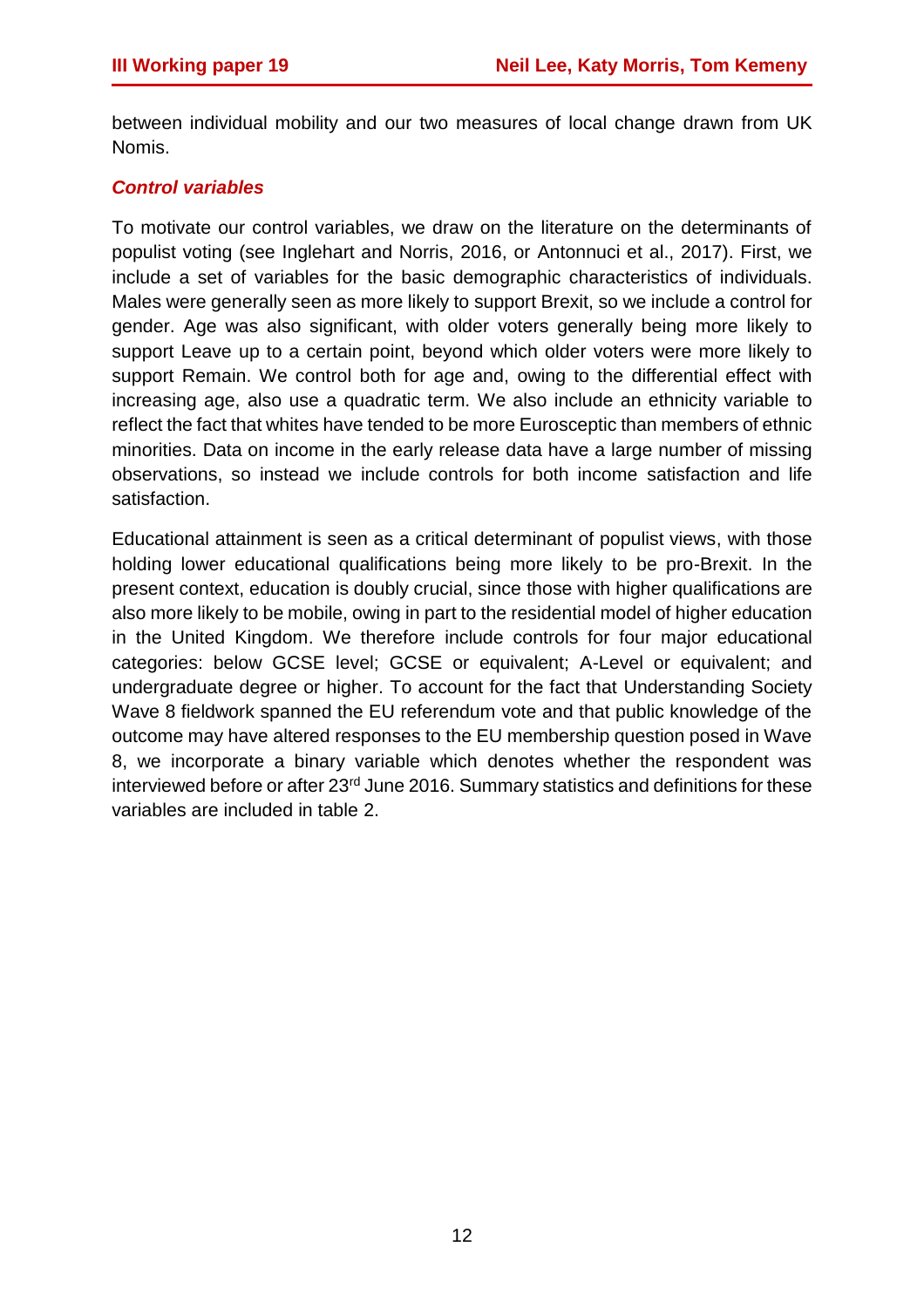between individual mobility and our two measures of local change drawn from UK Nomis.

### *Control variables*

To motivate our control variables, we draw on the literature on the determinants of populist voting (see Inglehart and Norris, 2016, or Antonnuci et al., 2017). First, we include a set of variables for the basic demographic characteristics of individuals. Males were generally seen as more likely to support Brexit, so we include a control for gender. Age was also significant, with older voters generally being more likely to support Leave up to a certain point, beyond which older voters were more likely to support Remain. We control both for age and, owing to the differential effect with increasing age, also use a quadratic term. We also include an ethnicity variable to reflect the fact that whites have tended to be more Eurosceptic than members of ethnic minorities. Data on income in the early release data have a large number of missing observations, so instead we include controls for both income satisfaction and life satisfaction.

Educational attainment is seen as a critical determinant of populist views, with those holding lower educational qualifications being more likely to be pro-Brexit. In the present context, education is doubly crucial, since those with higher qualifications are also more likely to be mobile, owing in part to the residential model of higher education in the United Kingdom. We therefore include controls for four major educational categories: below GCSE level; GCSE or equivalent; A-Level or equivalent; and undergraduate degree or higher. To account for the fact that Understanding Society Wave 8 fieldwork spanned the EU referendum vote and that public knowledge of the outcome may have altered responses to the EU membership question posed in Wave 8, we incorporate a binary variable which denotes whether the respondent was interviewed before or after 23rd June 2016. Summary statistics and definitions for these variables are included in table 2.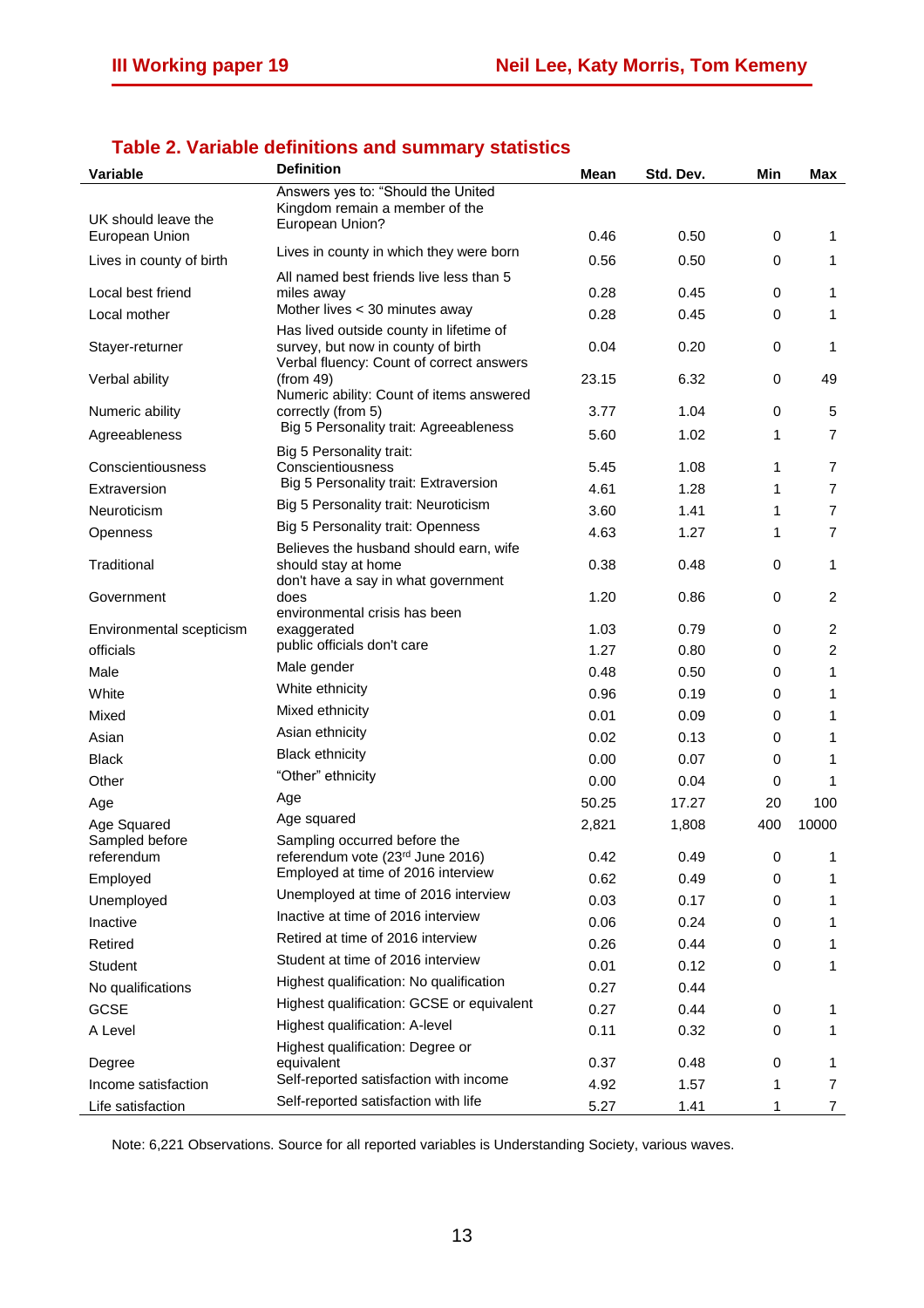## Table 2. Variable definitions and summary statistics

| Variable | Definition | Mean | Std. Dev. | Min | Max |
|---|---|---|---|---|---|
| UK should leave the European Union | Answers yes to: "Should the United Kingdom remain a member of the European Union? | 0.46 | 0.50 | 0 | 1 |
| Lives in county of birth | Lives in county in which they were born | 0.56 | 0.50 | 0 | 1 |
| Local best friend | All named best friends live less than 5 miles away | 0.28 | 0.45 | 0 | 1 |
| Local mother | Mother lives < 30 minutes away | 0.28 | 0.45 | 0 | 1 |
| Stayer-returner | Has lived outside county in lifetime of survey, but now in county of birth | 0.04 | 0.20 | 0 | 1 |
| Verbal ability | Verbal fluency: Count of correct answers (from 49) | 23.15 | 6.32 | 0 | 49 |
| Numeric ability | Numeric ability: Count of items answered correctly (from 5) | 3.77 | 1.04 | 0 | 5 |
| Agreeableness | Big 5 Personality trait: Agreeableness | 5.60 | 1.02 | 1 | 7 |
| Conscientiousness | Big 5 Personality trait: Conscientiousness | 5.45 | 1.08 | 1 | 7 |
| Extraversion | Big 5 Personality trait: Extraversion | 4.61 | 1.28 | 1 | 7 |
| Neuroticism | Big 5 Personality trait: Neuroticism | 3.60 | 1.41 | 1 | 7 |
| Openness | Big 5 Personality trait: Openness | 4.63 | 1.27 | 1 | 7 |
| Traditional | Believes the husband should earn, wife should stay at home | 0.38 | 0.48 | 0 | 1 |
| Government | don't have a say in what government does | 1.20 | 0.86 | 0 | 2 |
| Environmental scepticism | environmental crisis has been exaggerated | 1.03 | 0.79 | 0 | 2 |
| officials | public officials don't care | 1.27 | 0.80 | 0 | 2 |
| Male | Male gender | 0.48 | 0.50 | 0 | 1 |
| White | White ethnicity | 0.96 | 0.19 | 0 | 1 |
| Mixed | Mixed ethnicity | 0.01 | 0.09 | 0 | 1 |
| Asian | Asian ethnicity | 0.02 | 0.13 | 0 | 1 |
| Black | Black ethnicity | 0.00 | 0.07 | 0 | 1 |
| Other | "Other" ethnicity | 0.00 | 0.04 | 0 | 1 |
| Age | Age | 50.25 | 17.27 | 20 | 100 |
| Age Squared | Age squared | 2,821 | 1,808 | 400 | 10000 |
| Sampled before referendum | Sampling occurred before the referendum vote (23rd June 2016) | 0.42 | 0.49 | 0 | 1 |
| Employed | Employed at time of 2016 interview | 0.62 | 0.49 | 0 | 1 |
| Unemployed | Unemployed at time of 2016 interview | 0.03 | 0.17 | 0 | 1 |
| Inactive | Inactive at time of 2016 interview | 0.06 | 0.24 | 0 | 1 |
| Retired | Retired at time of 2016 interview | 0.26 | 0.44 | 0 | 1 |
| Student | Student at time of 2016 interview | 0.01 | 0.12 | 0 | 1 |
| No qualifications | Highest qualification: No qualification | 0.27 | 0.44 | | |
| GCSE | Highest qualification: GCSE or equivalent | 0.27 | 0.44 | 0 | 1 |
| A Level | Highest qualification: A-level | 0.11 | 0.32 | 0 | 1 |
| Degree | Highest qualification: Degree or equivalent | 0.37 | 0.48 | 0 | 1 |
| Income satisfaction | Self-reported satisfaction with income | 4.92 | 1.57 | 1 | 7 |
| Life satisfaction | Self-reported satisfaction with life | 5.27 | 1.41 | 1 | 7 |

Note: 6,221 Observations. Source for all reported variables is Understanding Society, various waves.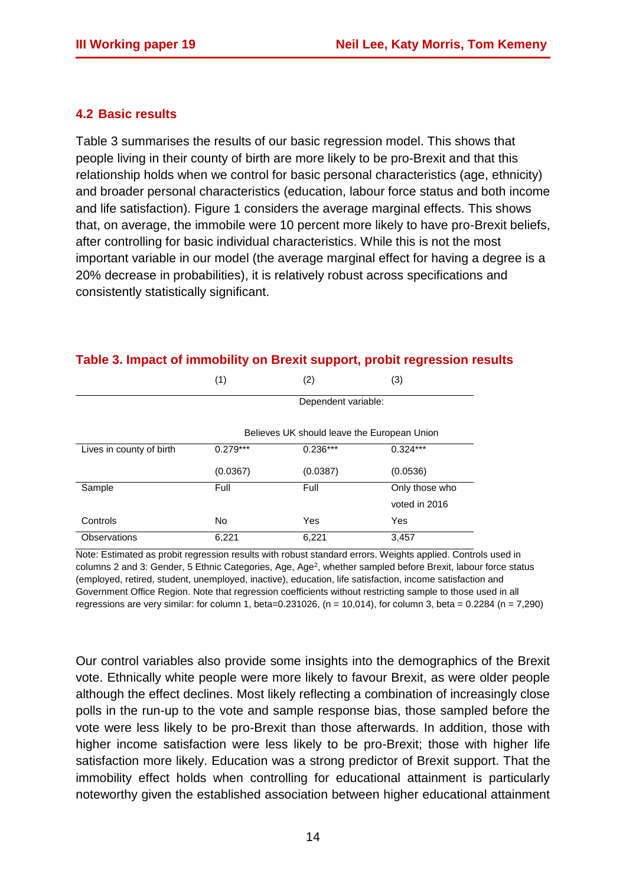## 4.2 Basic results

Table 3 summarises the results of our basic regression model. This shows that people living in their county of birth are more likely to be pro-Brexit and that this relationship holds when we control for basic personal characteristics (age, ethnicity) and broader personal characteristics (education, labour force status and both income and life satisfaction). Figure 1 considers the average marginal effects. This shows that, on average, the immobile were 10 percent more likely to have pro-Brexit beliefs, after controlling for basic individual characteristics. While this is not the most important variable in our model (the average marginal effect for having a degree is a 20% decrease in probabilities), it is relatively robust across specifications and consistently statistically significant.

**Table 3. Impact of immobility on Brexit support, probit regression results**

| | (1) | (2) | (3) |
|---|---|---|---|
| | Dependent variable: | | |
| | Believes UK should leave the European Union | | |
| Lives in county of birth | 0.279*** | 0.236*** | 0.324*** |
| | (0.0367) | (0.0387) | (0.0536) |
| Sample | Full | Full | Only those who voted in 2016 |
| Controls | No | Yes | Yes |
| Observations | 6,221 | 6,221 | 3,457 |

Note: Estimated as probit regression results with robust standard errors. Weights applied. Controls used in columns 2 and 3: Gender, 5 Ethnic Categories, Age, Age$^2$, whether sampled before Brexit, labour force status (employed, retired, student, unemployed, inactive), education, life satisfaction, income satisfaction and Government Office Region. Note that regression coefficients without restricting sample to those used in all regressions are very similar: for column 1, beta=0.231026, (n = 10,014), for column 3, beta = 0.2284 (n = 7,290)

Our control variables also provide some insights into the demographics of the Brexit vote. Ethnically white people were more likely to favour Brexit, as were older people although the effect declines. Most likely reflecting a combination of increasingly close polls in the run-up to the vote and sample response bias, those sampled before the vote were less likely to be pro-Brexit than those afterwards. In addition, those with higher income satisfaction were less likely to be pro-Brexit; those with higher life satisfaction more likely. Education was a strong predictor of Brexit support. That the immobility effect holds when controlling for educational attainment is particularly noteworthy given the established association between higher educational attainment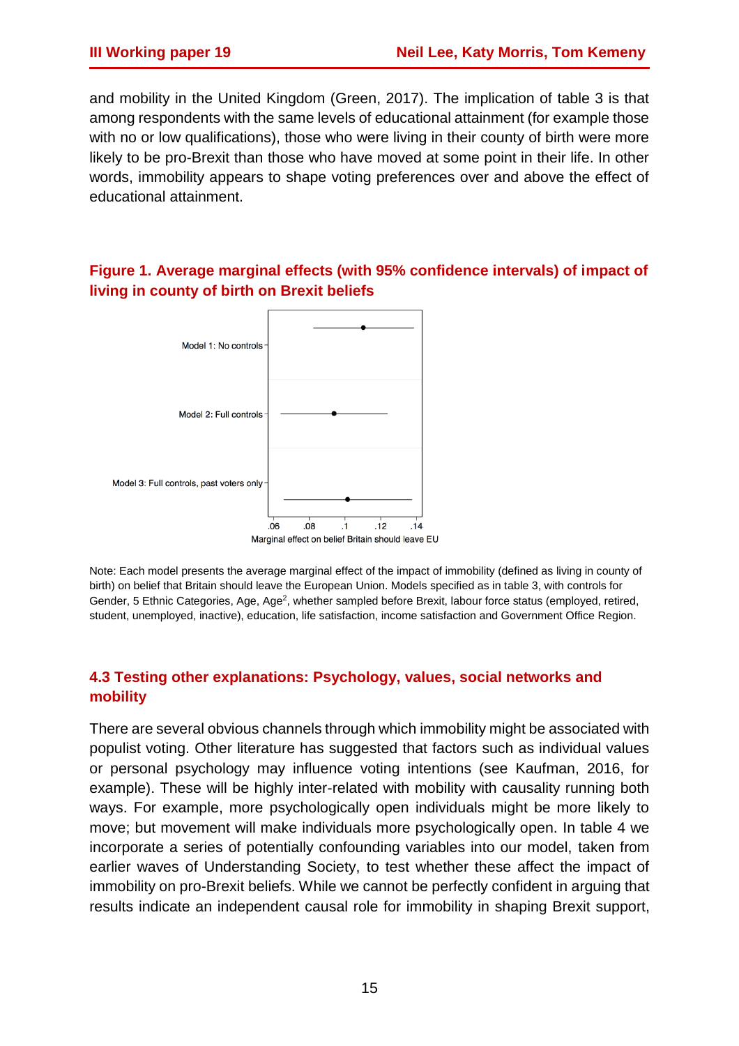and mobility in the United Kingdom (Green, 2017). The implication of table 3 is that among respondents with the same levels of educational attainment (for example those with no or low qualifications), those who were living in their county of birth were more likely to be pro-Brexit than those who have moved at some point in their life. In other words, immobility appears to shape voting preferences over and above the effect of educational attainment.

**Figure 1. Average marginal effects (with 95% confidence intervals) of impact of living in county of birth on Brexit beliefs**

Model 1: No controls

Model 2: Full controls

Model 3: Full controls, past voters only

.06 .08 .1 .12 .14

Marginal effect on belief Britain should leave EU

Note: Each model presents the average marginal effect of the impact of immobility (defined as living in county of birth) on belief that Britain should leave the European Union. Models specified as in table 3, with controls for Gender, 5 Ethnic Categories, Age, Age$^2$, whether sampled before Brexit, labour force status (employed, retired, student, unemployed, inactive), education, life satisfaction, income satisfaction and Government Office Region.

## 4.3 Testing other explanations: Psychology, values, social networks and mobility

There are several obvious channels through which immobility might be associated with populist voting. Other literature has suggested that factors such as individual values or personal psychology may influence voting intentions (see Kaufman, 2016, for example). These will be highly inter-related with mobility with causality running both ways. For example, more psychologically open individuals might be more likely to move; but movement will make individuals more psychologically open. In table 4 we incorporate a series of potentially confounding variables into our model, taken from earlier waves of Understanding Society, to test whether these affect the impact of immobility on pro-Brexit beliefs. While we cannot be perfectly confident in arguing that results indicate an independent causal role for immobility in shaping Brexit support,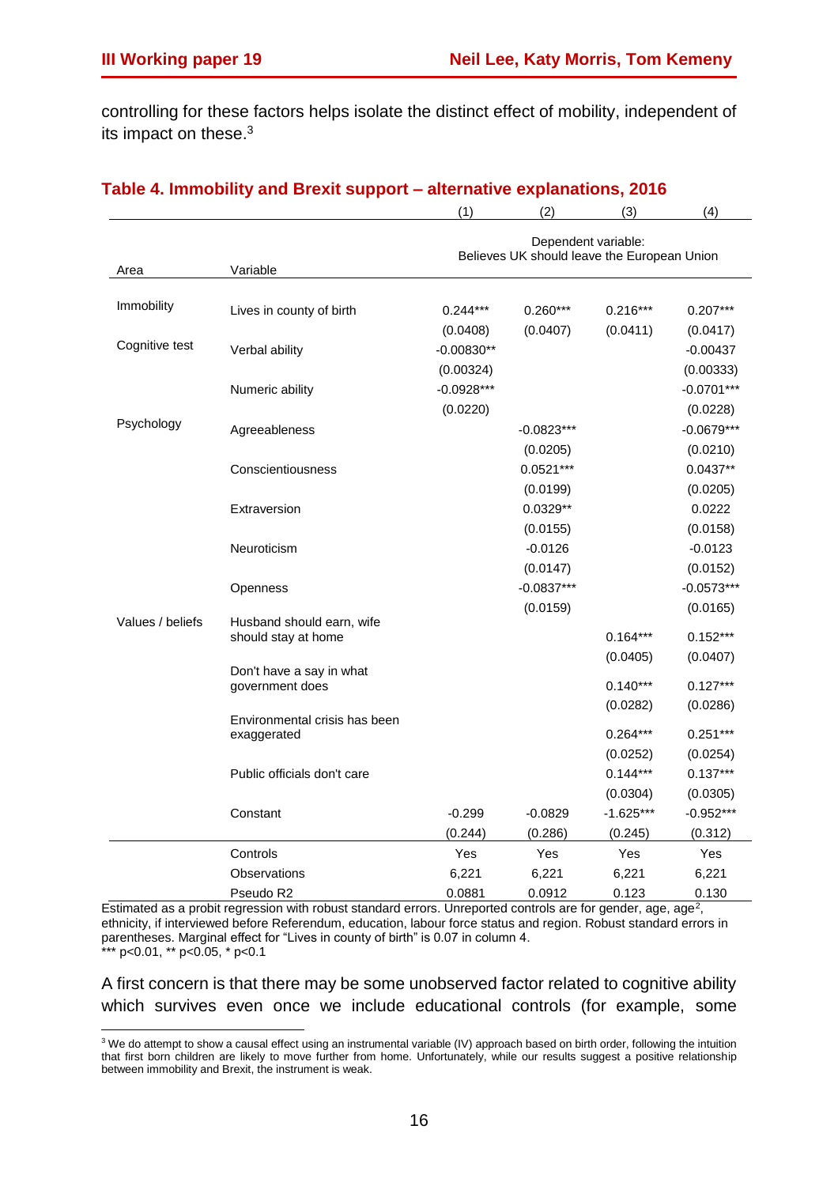controlling for these factors helps isolate the distinct effect of mobility, independent of its impact on these.[3]

## Table 4. Immobility and Brexit support – alternative explanations, 2016

| Area | Variable | (1) | (2) | (3) | (4) |
|---|---|---|---|---|---|
| | | Dependent variable: Believes UK should leave the European Union | | | |
| Immobility | Lives in county of birth | 0.244*** | 0.260*** | 0.216*** | 0.207*** |
| | | (0.0408) | (0.0407) | (0.0411) | (0.0417) |
| Cognitive test | Verbal ability | -0.00830** | | | -0.00437 |
| | | (0.00324) | | | (0.00333) |
| | Numeric ability | -0.0928*** | | | -0.0701*** |
| | | (0.0220) | | | (0.0228) |
| Psychology | Agreeableness | | -0.0823*** | | -0.0679*** |
| | | | (0.0205) | | (0.0210) |
| | Conscientiousness | | 0.0521*** | | 0.0437** |
| | | | (0.0199) | | (0.0205) |
| | Extraversion | | 0.0329** | | 0.0222 |
| | | | (0.0155) | | (0.0158) |
| | Neuroticism | | -0.0126 | | -0.0123 |
| | | | (0.0147) | | (0.0152) |
| | Openness | | -0.0837*** | | -0.0573*** |
| | | | (0.0159) | | (0.0165) |
| Values / beliefs | Husband should earn, wife should stay at home | | | 0.164*** | 0.152*** |
| | | | | (0.0405) | (0.0407) |
| | Don't have a say in what government does | | | 0.140*** | 0.127*** |
| | | | | (0.0282) | (0.0286) |
| | Environmental crisis has been exaggerated | | | 0.264*** | 0.251*** |
| | | | | (0.0252) | (0.0254) |
| | Public officials don't care | | | 0.144*** | 0.137*** |
| | | | | (0.0304) | (0.0305) |
| | Constant | -0.299 | -0.0829 | -1.625*** | -0.952*** |
| | | (0.244) | (0.286) | (0.245) | (0.312) |
| | Controls | Yes | Yes | Yes | Yes |
| | Observations | 6,221 | 6,221 | 6,221 | 6,221 |
| | Pseudo R2 | 0.0881 | 0.0912 | 0.123 | 0.130 |

Estimated as a probit regression with robust standard errors. Unreported controls are for gender, age, age$^2$, ethnicity, if interviewed before Referendum, education, labour force status and region. Robust standard errors in parentheses. Marginal effect for "Lives in county of birth" is 0.07 in column 4.
*** p<0.01, ** p<0.05, * p<0.1

A first concern is that there may be some unobserved factor related to cognitive ability which survives even once we include educational controls (for example, some

[3] We do attempt to show a causal effect using an instrumental variable (IV) approach based on birth order, following the intuition that first born children are likely to move further from home. Unfortunately, while our results suggest a positive relationship between immobility and Brexit, the instrument is weak.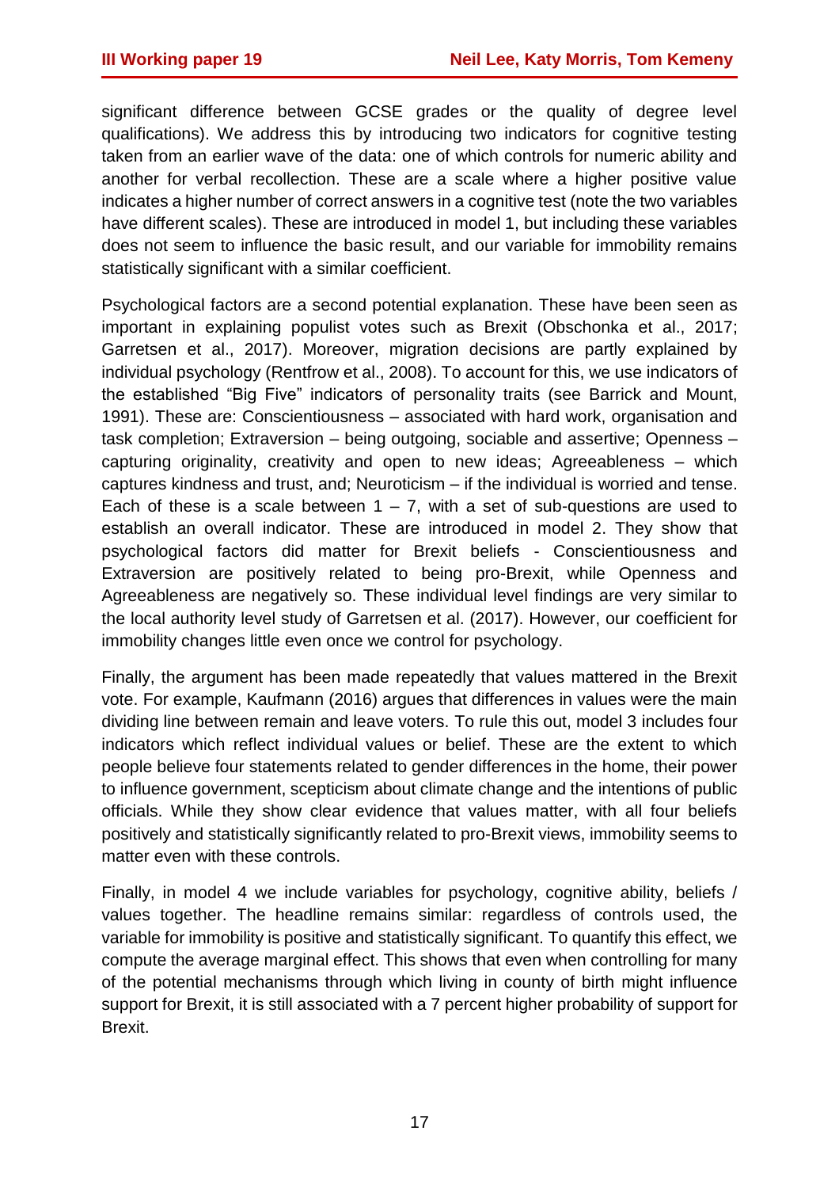significant difference between GCSE grades or the quality of degree level qualifications). We address this by introducing two indicators for cognitive testing taken from an earlier wave of the data: one of which controls for numeric ability and another for verbal recollection. These are a scale where a higher positive value indicates a higher number of correct answers in a cognitive test (note the two variables have different scales). These are introduced in model 1, but including these variables does not seem to influence the basic result, and our variable for immobility remains statistically significant with a similar coefficient.

Psychological factors are a second potential explanation. These have been seen as important in explaining populist votes such as Brexit (Obschonka et al., 2017; Garretsen et al., 2017). Moreover, migration decisions are partly explained by individual psychology (Rentfrow et al., 2008). To account for this, we use indicators of the established "Big Five" indicators of personality traits (see Barrick and Mount, 1991). These are: Conscientiousness – associated with hard work, organisation and task completion; Extraversion – being outgoing, sociable and assertive; Openness – capturing originality, creativity and open to new ideas; Agreeableness – which captures kindness and trust, and; Neuroticism – if the individual is worried and tense. Each of these is a scale between 1 – 7, with a set of sub-questions are used to establish an overall indicator. These are introduced in model 2. They show that psychological factors did matter for Brexit beliefs - Conscientiousness and Extraversion are positively related to being pro-Brexit, while Openness and Agreeableness are negatively so. These individual level findings are very similar to the local authority level study of Garretsen et al. (2017). However, our coefficient for immobility changes little even once we control for psychology.

Finally, the argument has been made repeatedly that values mattered in the Brexit vote. For example, Kaufmann (2016) argues that differences in values were the main dividing line between remain and leave voters. To rule this out, model 3 includes four indicators which reflect individual values or belief. These are the extent to which people believe four statements related to gender differences in the home, their power to influence government, scepticism about climate change and the intentions of public officials. While they show clear evidence that values matter, with all four beliefs positively and statistically significantly related to pro-Brexit views, immobility seems to matter even with these controls.

Finally, in model 4 we include variables for psychology, cognitive ability, beliefs / values together. The headline remains similar: regardless of controls used, the variable for immobility is positive and statistically significant. To quantify this effect, we compute the average marginal effect. This shows that even when controlling for many of the potential mechanisms through which living in county of birth might influence support for Brexit, it is still associated with a 7 percent higher probability of support for Brexit.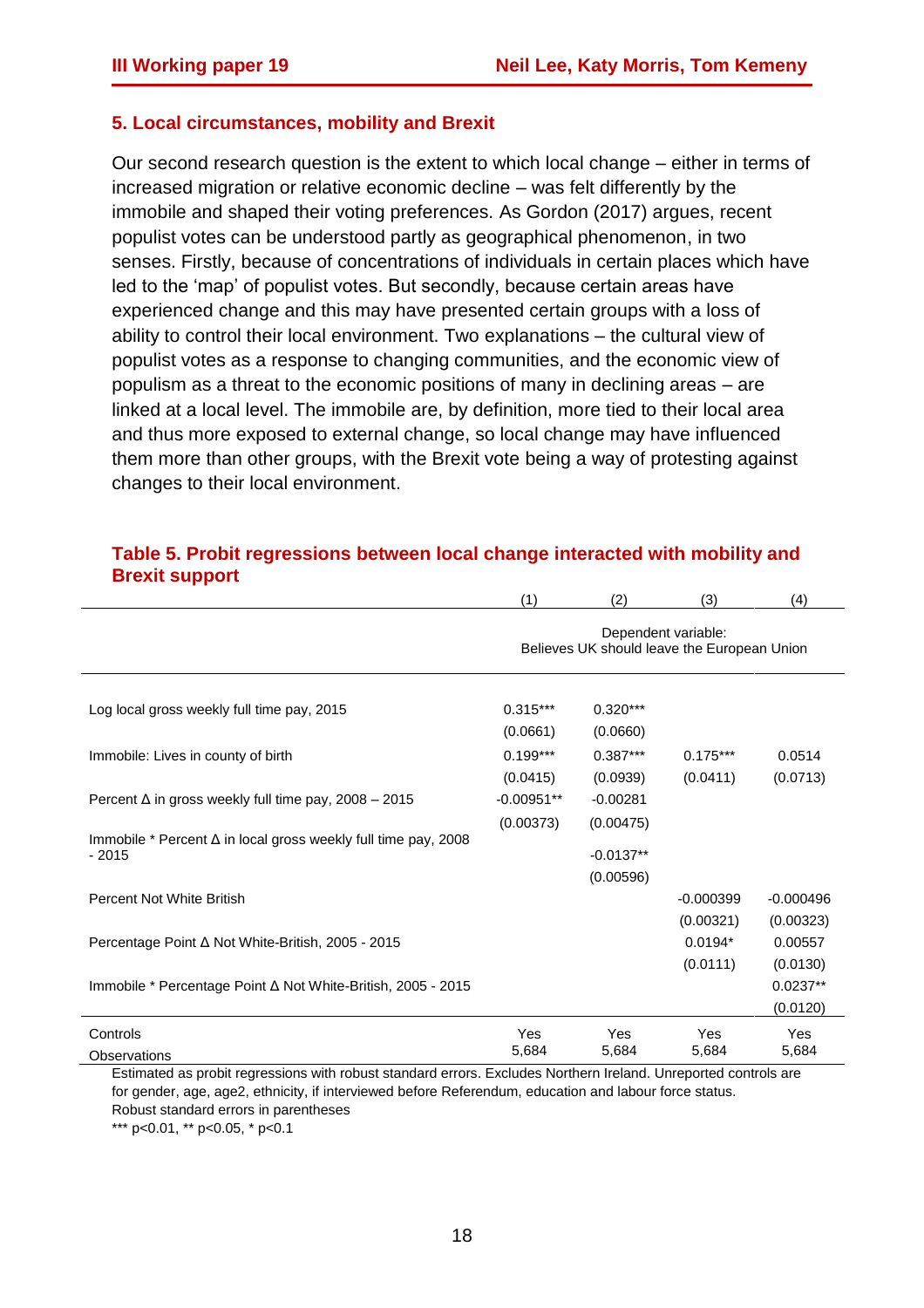## 5. Local circumstances, mobility and Brexit

Our second research question is the extent to which local change – either in terms of increased migration or relative economic decline – was felt differently by the immobile and shaped their voting preferences. As Gordon (2017) argues, recent populist votes can be understood partly as geographical phenomenon, in two senses. Firstly, because of concentrations of individuals in certain places which have led to the 'map' of populist votes. But secondly, because certain areas have experienced change and this may have presented certain groups with a loss of ability to control their local environment. Two explanations – the cultural view of populist votes as a response to changing communities, and the economic view of populism as a threat to the economic positions of many in declining areas – are linked at a local level. The immobile are, by definition, more tied to their local area and thus more exposed to external change, so local change may have influenced them more than other groups, with the Brexit vote being a way of protesting against changes to their local environment.

**Table 5. Probit regressions between local change interacted with mobility and Brexit support**

| | (1) | (2) | (3) | (4) |
|---|---|---|---|---|
| | Dependent variable: Believes UK should leave the European Union | | | |
| Log local gross weekly full time pay, 2015 | 0.315*** | 0.320*** | | |
| | (0.0661) | (0.0660) | | |
| Immobile: Lives in county of birth | 0.199*** | 0.387*** | 0.175*** | 0.0514 |
| | (0.0415) | (0.0939) | (0.0411) | (0.0713) |
| Percent Δ in gross weekly full time pay, 2008 – 2015 | -0.00951** | -0.00281 | | |
| | (0.00373) | (0.00475) | | |
| Immobile * Percent Δ in local gross weekly full time pay, 2008 - 2015 | | -0.0137** | | |
| | | (0.00596) | | |
| Percent Not White British | | | -0.000399 | -0.000496 |
| | | | (0.00321) | (0.00323) |
| Percentage Point Δ Not White-British, 2005 - 2015 | | | 0.0194* | 0.00557 |
| | | | (0.0111) | (0.0130) |
| Immobile * Percentage Point Δ Not White-British, 2005 - 2015 | | | | 0.0237** |
| | | | | (0.0120) |
| Controls | Yes | Yes | Yes | Yes |
| Observations | 5,684 | 5,684 | 5,684 | 5,684 |

Estimated as probit regressions with robust standard errors. Excludes Northern Ireland. Unreported controls are for gender, age, age2, ethnicity, if interviewed before Referendum, education and labour force status.
Robust standard errors in parentheses
*** p<0.01, ** p<0.05, * p<0.1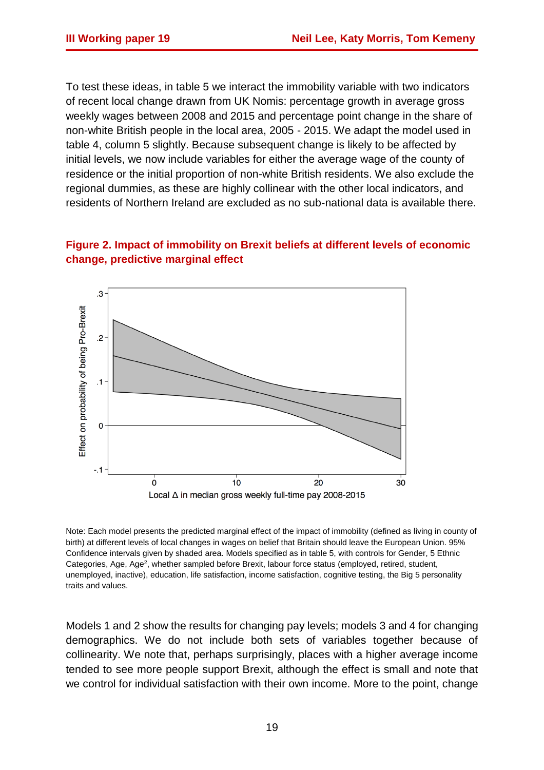To test these ideas, in table 5 we interact the immobility variable with two indicators of recent local change drawn from UK Nomis: percentage growth in average gross weekly wages between 2008 and 2015 and percentage point change in the share of non-white British people in the local area, 2005 - 2015. We adapt the model used in table 4, column 5 slightly. Because subsequent change is likely to be affected by initial levels, we now include variables for either the average wage of the county of residence or the initial proportion of non-white British residents. We also exclude the regional dummies, as these are highly collinear with the other local indicators, and residents of Northern Ireland are excluded as no sub-national data is available there.

**Figure 2. Impact of immobility on Brexit beliefs at different levels of economic change, predictive marginal effect**

Note: Each model presents the predicted marginal effect of the impact of immobility (defined as living in county of birth) at different levels of local changes in wages on belief that Britain should leave the European Union. 95% Confidence intervals given by shaded area. Models specified as in table 5, with controls for Gender, 5 Ethnic Categories, Age, Age$^2$, whether sampled before Brexit, labour force status (employed, retired, student, unemployed, inactive), education, life satisfaction, income satisfaction, cognitive testing, the Big 5 personality traits and values.

Models 1 and 2 show the results for changing pay levels; models 3 and 4 for changing demographics. We do not include both sets of variables together because of collinearity. We note that, perhaps surprisingly, places with a higher average income tended to see more people support Brexit, although the effect is small and note that we control for individual satisfaction with their own income. More to the point, change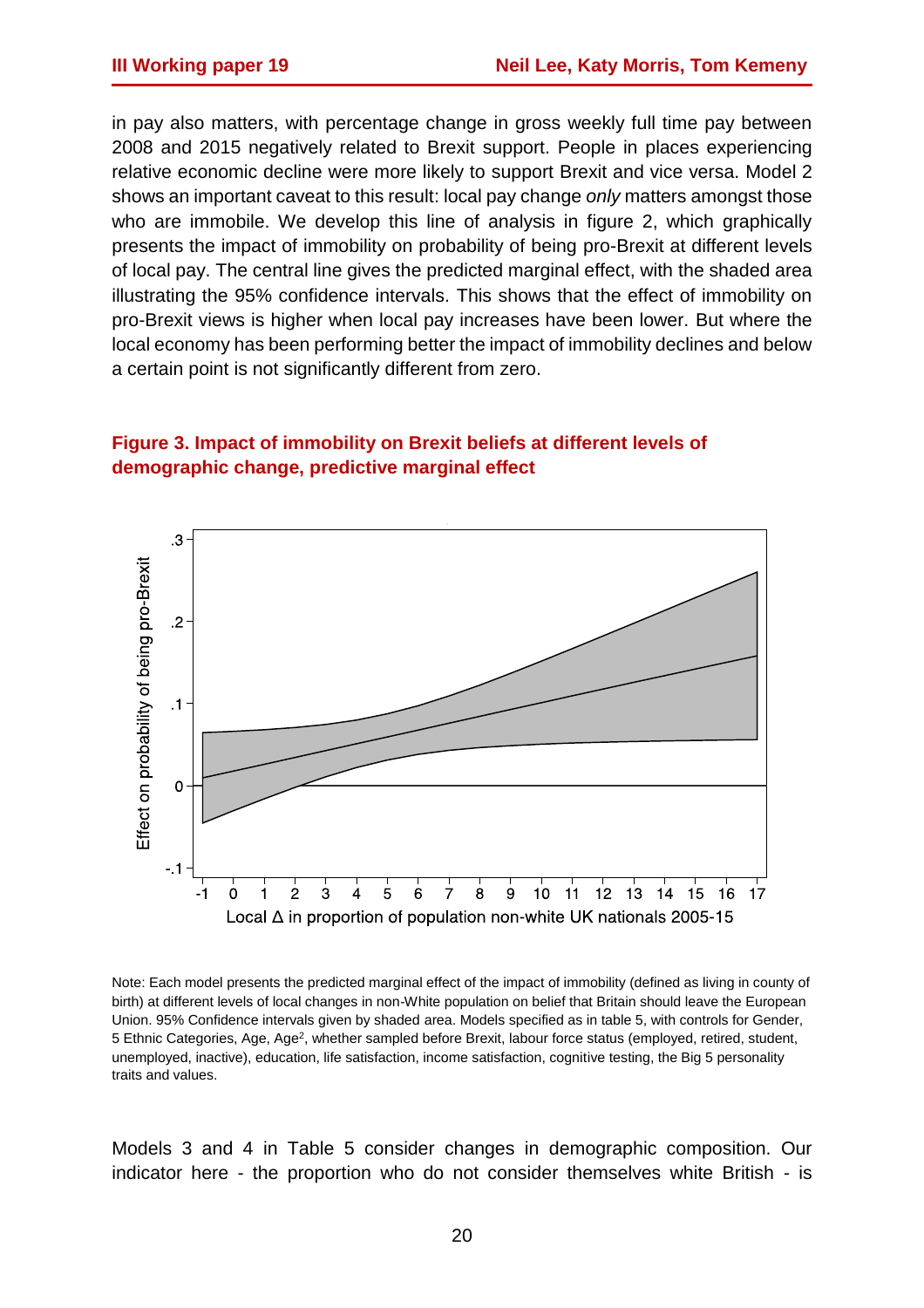in pay also matters, with percentage change in gross weekly full time pay between 2008 and 2015 negatively related to Brexit support. People in places experiencing relative economic decline were more likely to support Brexit and vice versa. Model 2 shows an important caveat to this result: local pay change *only* matters amongst those who are immobile. We develop this line of analysis in figure 2, which graphically presents the impact of immobility on probability of being pro-Brexit at different levels of local pay. The central line gives the predicted marginal effect, with the shaded area illustrating the 95% confidence intervals. This shows that the effect of immobility on pro-Brexit views is higher when local pay increases have been lower. But where the local economy has been performing better the impact of immobility declines and below a certain point is not significantly different from zero.

**Figure 3. Impact of immobility on Brexit beliefs at different levels of demographic change, predictive marginal effect**

Note: Each model presents the predicted marginal effect of the impact of immobility (defined as living in county of birth) at different levels of local changes in non-White population on belief that Britain should leave the European Union. 95% Confidence intervals given by shaded area. Models specified as in table 5, with controls for Gender, 5 Ethnic Categories, Age, Age$^2$, whether sampled before Brexit, labour force status (employed, retired, student, unemployed, inactive), education, life satisfaction, income satisfaction, cognitive testing, the Big 5 personality traits and values.

Models 3 and 4 in Table 5 consider changes in demographic composition. Our indicator here - the proportion who do not consider themselves white British - is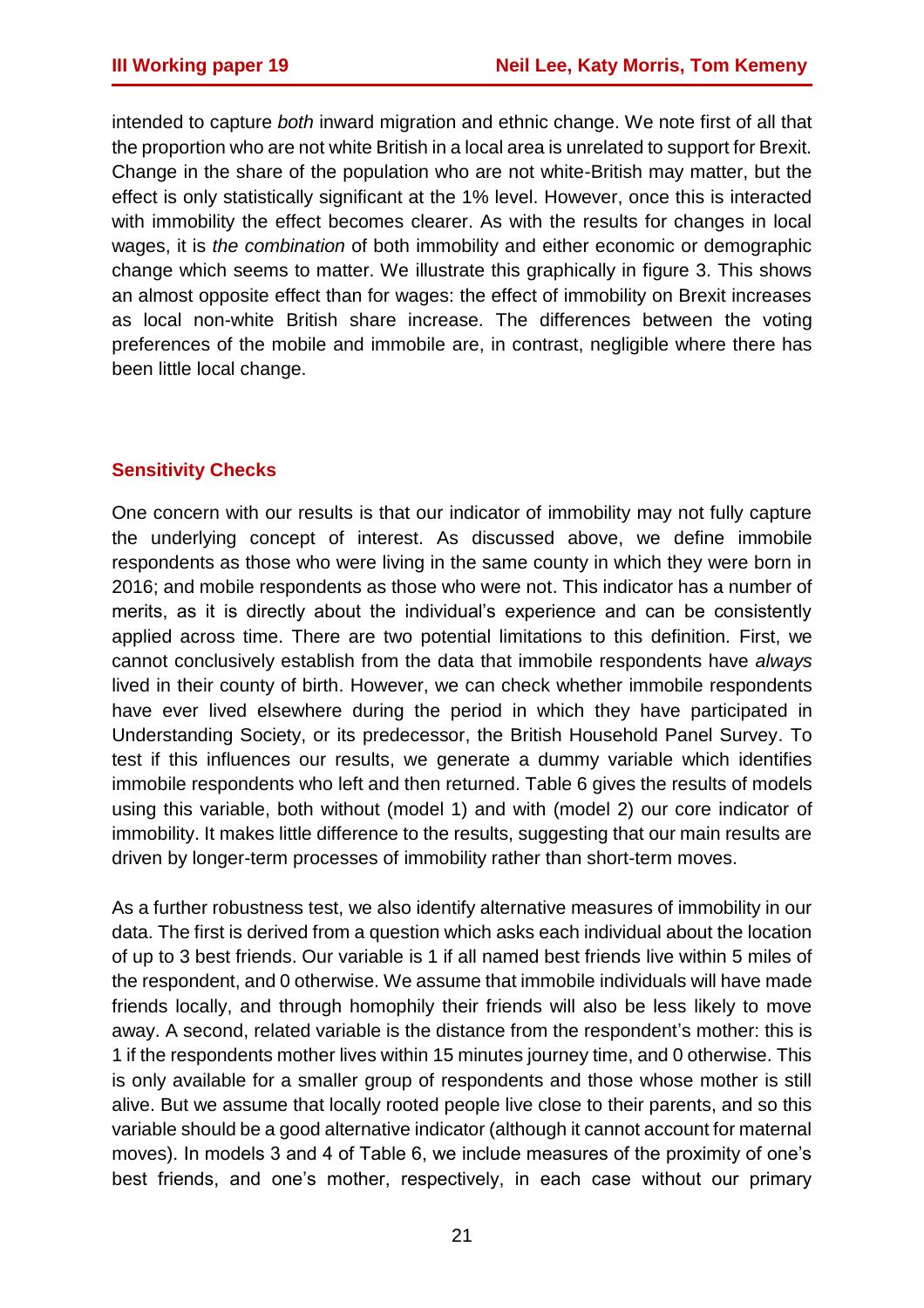intended to capture *both* inward migration and ethnic change. We note first of all that the proportion who are not white British in a local area is unrelated to support for Brexit. Change in the share of the population who are not white-British may matter, but the effect is only statistically significant at the 1% level. However, once this is interacted with immobility the effect becomes clearer. As with the results for changes in local wages, it is *the combination* of both immobility and either economic or demographic change which seems to matter. We illustrate this graphically in figure 3. This shows an almost opposite effect than for wages: the effect of immobility on Brexit increases as local non-white British share increase. The differences between the voting preferences of the mobile and immobile are, in contrast, negligible where there has been little local change.

## Sensitivity Checks

One concern with our results is that our indicator of immobility may not fully capture the underlying concept of interest. As discussed above, we define immobile respondents as those who were living in the same county in which they were born in 2016; and mobile respondents as those who were not. This indicator has a number of merits, as it is directly about the individual's experience and can be consistently applied across time. There are two potential limitations to this definition. First, we cannot conclusively establish from the data that immobile respondents have *always* lived in their county of birth. However, we can check whether immobile respondents have ever lived elsewhere during the period in which they have participated in Understanding Society, or its predecessor, the British Household Panel Survey. To test if this influences our results, we generate a dummy variable which identifies immobile respondents who left and then returned. Table 6 gives the results of models using this variable, both without (model 1) and with (model 2) our core indicator of immobility. It makes little difference to the results, suggesting that our main results are driven by longer-term processes of immobility rather than short-term moves.

As a further robustness test, we also identify alternative measures of immobility in our data. The first is derived from a question which asks each individual about the location of up to 3 best friends. Our variable is 1 if all named best friends live within 5 miles of the respondent, and 0 otherwise. We assume that immobile individuals will have made friends locally, and through homophily their friends will also be less likely to move away. A second, related variable is the distance from the respondent's mother: this is 1 if the respondents mother lives within 15 minutes journey time, and 0 otherwise. This is only available for a smaller group of respondents and those whose mother is still alive. But we assume that locally rooted people live close to their parents, and so this variable should be a good alternative indicator (although it cannot account for maternal moves). In models 3 and 4 of Table 6, we include measures of the proximity of one's best friends, and one's mother, respectively, in each case without our primary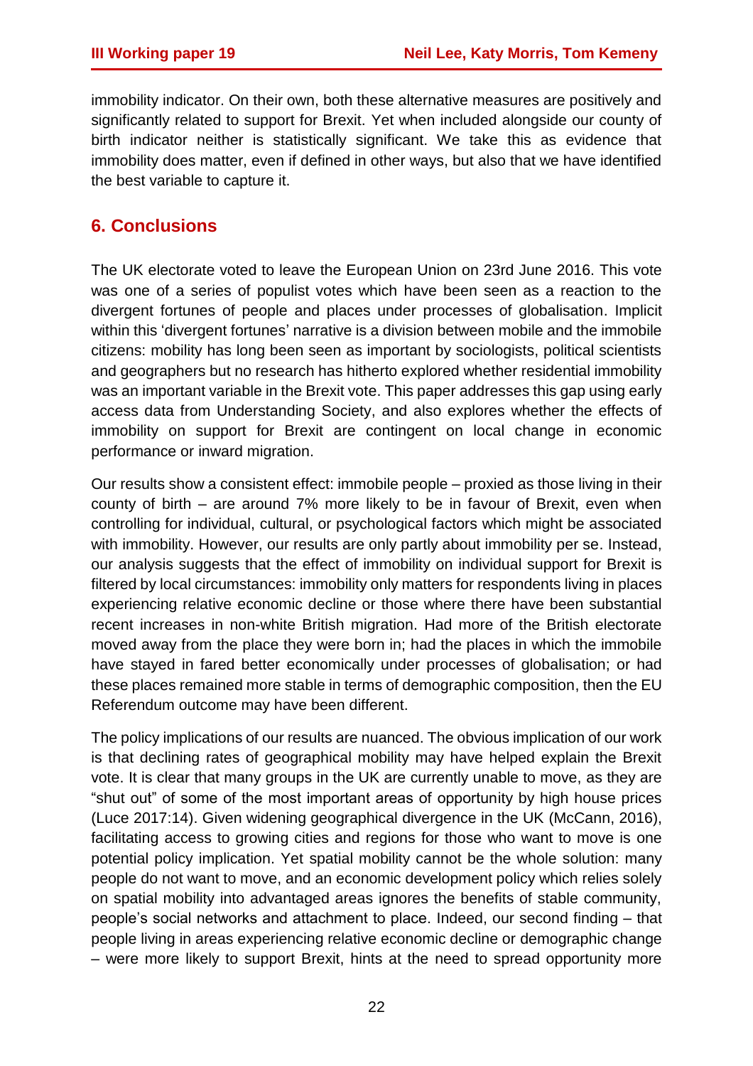immobility indicator. On their own, both these alternative measures are positively and significantly related to support for Brexit. Yet when included alongside our county of birth indicator neither is statistically significant. We take this as evidence that immobility does matter, even if defined in other ways, but also that we have identified the best variable to capture it.

## 6. Conclusions

The UK electorate voted to leave the European Union on 23rd June 2016. This vote was one of a series of populist votes which have been seen as a reaction to the divergent fortunes of people and places under processes of globalisation. Implicit within this 'divergent fortunes' narrative is a division between mobile and the immobile citizens: mobility has long been seen as important by sociologists, political scientists and geographers but no research has hitherto explored whether residential immobility was an important variable in the Brexit vote. This paper addresses this gap using early access data from Understanding Society, and also explores whether the effects of immobility on support for Brexit are contingent on local change in economic performance or inward migration.

Our results show a consistent effect: immobile people – proxied as those living in their county of birth – are around 7% more likely to be in favour of Brexit, even when controlling for individual, cultural, or psychological factors which might be associated with immobility. However, our results are only partly about immobility per se. Instead, our analysis suggests that the effect of immobility on individual support for Brexit is filtered by local circumstances: immobility only matters for respondents living in places experiencing relative economic decline or those where there have been substantial recent increases in non-white British migration. Had more of the British electorate moved away from the place they were born in; had the places in which the immobile have stayed in fared better economically under processes of globalisation; or had these places remained more stable in terms of demographic composition, then the EU Referendum outcome may have been different.

The policy implications of our results are nuanced. The obvious implication of our work is that declining rates of geographical mobility may have helped explain the Brexit vote. It is clear that many groups in the UK are currently unable to move, as they are "shut out" of some of the most important areas of opportunity by high house prices (Luce 2017:14). Given widening geographical divergence in the UK (McCann, 2016), facilitating access to growing cities and regions for those who want to move is one potential policy implication. Yet spatial mobility cannot be the whole solution: many people do not want to move, and an economic development policy which relies solely on spatial mobility into advantaged areas ignores the benefits of stable community, people's social networks and attachment to place. Indeed, our second finding – that people living in areas experiencing relative economic decline or demographic change – were more likely to support Brexit, hints at the need to spread opportunity more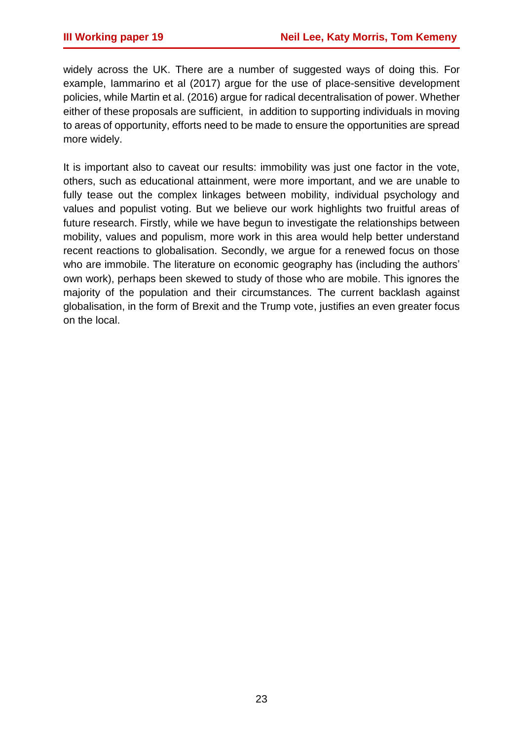widely across the UK. There are a number of suggested ways of doing this. For example, Iammarino et al (2017) argue for the use of place-sensitive development policies, while Martin et al. (2016) argue for radical decentralisation of power. Whether either of these proposals are sufficient, in addition to supporting individuals in moving to areas of opportunity, efforts need to be made to ensure the opportunities are spread more widely.

It is important also to caveat our results: immobility was just one factor in the vote, others, such as educational attainment, were more important, and we are unable to fully tease out the complex linkages between mobility, individual psychology and values and populist voting. But we believe our work highlights two fruitful areas of future research. Firstly, while we have begun to investigate the relationships between mobility, values and populism, more work in this area would help better understand recent reactions to globalisation. Secondly, we argue for a renewed focus on those who are immobile. The literature on economic geography has (including the authors' own work), perhaps been skewed to study of those who are mobile. This ignores the majority of the population and their circumstances. The current backlash against globalisation, in the form of Brexit and the Trump vote, justifies an even greater focus on the local.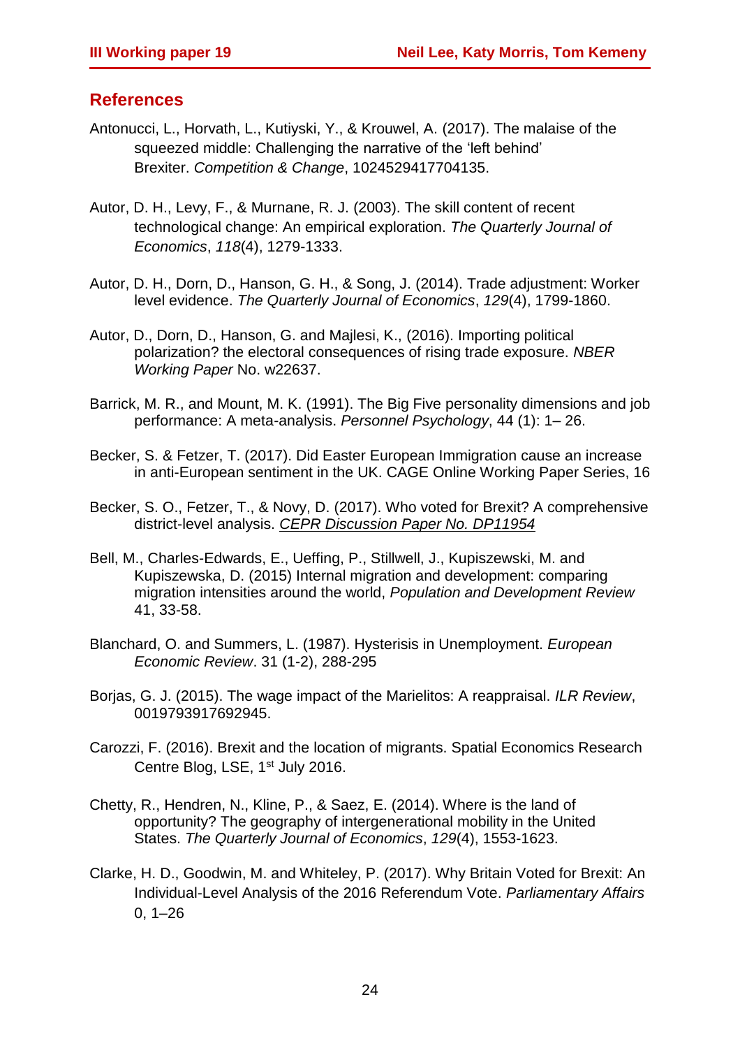## References

Antonucci, L., Horvath, L., Kutiyski, Y., & Krouwel, A. (2017). The malaise of the squeezed middle: Challenging the narrative of the 'left behind' Brexiter. *Competition & Change*, 1024529417704135.

Autor, D. H., Levy, F., & Murnane, R. J. (2003). The skill content of recent technological change: An empirical exploration. *The Quarterly Journal of Economics*, *118*(4), 1279-1333.

Autor, D. H., Dorn, D., Hanson, G. H., & Song, J. (2014). Trade adjustment: Worker level evidence. *The Quarterly Journal of Economics*, *129*(4), 1799-1860.

Autor, D., Dorn, D., Hanson, G. and Majlesi, K., (2016). Importing political polarization? the electoral consequences of rising trade exposure. *NBER Working Paper* No. w22637.

Barrick, M. R., and Mount, M. K. (1991). The Big Five personality dimensions and job performance: A meta-analysis. *Personnel Psychology*, 44 (1): 1– 26.

Becker, S. & Fetzer, T. (2017). Did Easter European Immigration cause an increase in anti-European sentiment in the UK. CAGE Online Working Paper Series, 16

Becker, S. O., Fetzer, T., & Novy, D. (2017). Who voted for Brexit? A comprehensive district-level analysis. *CEPR Discussion Paper No. DP11954*

Bell, M., Charles-Edwards, E., Ueffing, P., Stillwell, J., Kupiszewski, M. and Kupiszewska, D. (2015) Internal migration and development: comparing migration intensities around the world, *Population and Development Review* 41, 33-58.

Blanchard, O. and Summers, L. (1987). Hysterisis in Unemployment. *European Economic Review*. 31 (1-2), 288-295

Borjas, G. J. (2015). The wage impact of the Marielitos: A reappraisal. *ILR Review*, 0019793917692945.

Carozzi, F. (2016). Brexit and the location of migrants. Spatial Economics Research Centre Blog, LSE, 1st July 2016.

Chetty, R., Hendren, N., Kline, P., & Saez, E. (2014). Where is the land of opportunity? The geography of intergenerational mobility in the United States. *The Quarterly Journal of Economics*, *129*(4), 1553-1623.

Clarke, H. D., Goodwin, M. and Whiteley, P. (2017). Why Britain Voted for Brexit: An Individual-Level Analysis of the 2016 Referendum Vote. *Parliamentary Affairs* 0, 1–26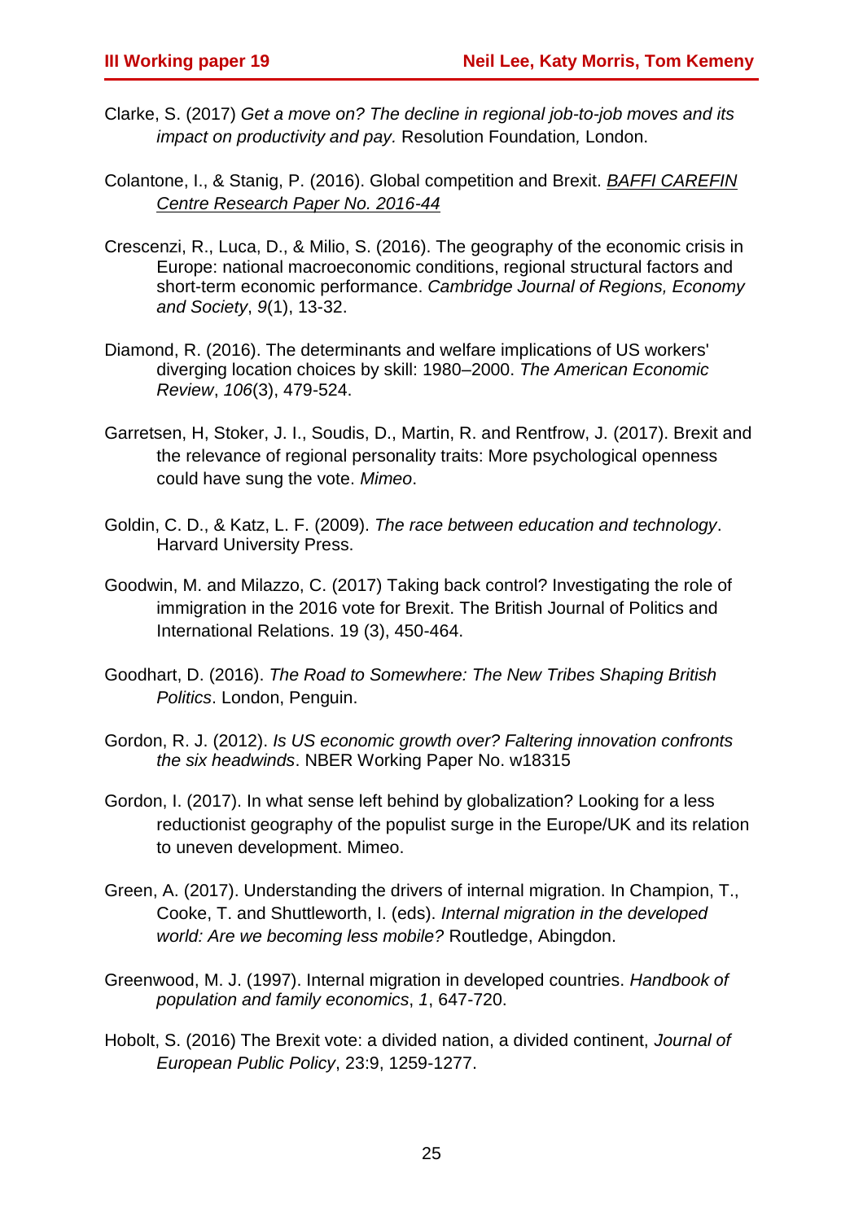Clarke, S. (2017) *Get a move on? The decline in regional job-to-job moves and its impact on productivity and pay.* Resolution Foundation*,* London.

Colantone, I., & Stanig, P. (2016). Global competition and Brexit. *BAFFI CAREFIN Centre Research Paper No. 2016-44*

Crescenzi, R., Luca, D., & Milio, S. (2016). The geography of the economic crisis in Europe: national macroeconomic conditions, regional structural factors and short-term economic performance. *Cambridge Journal of Regions, Economy and Society*, *9*(1), 13-32.

Diamond, R. (2016). The determinants and welfare implications of US workers' diverging location choices by skill: 1980–2000. *The American Economic Review*, *106*(3), 479-524.

Garretsen, H, Stoker, J. I., Soudis, D., Martin, R. and Rentfrow, J. (2017). Brexit and the relevance of regional personality traits: More psychological openness could have sung the vote. *Mimeo*.

Goldin, C. D., & Katz, L. F. (2009). *The race between education and technology*. Harvard University Press.

Goodwin, M. and Milazzo, C. (2017) Taking back control? Investigating the role of immigration in the 2016 vote for Brexit. The British Journal of Politics and International Relations. 19 (3), 450-464.

Goodhart, D. (2016). *The Road to Somewhere: The New Tribes Shaping British Politics*. London, Penguin.

Gordon, R. J. (2012). *Is US economic growth over? Faltering innovation confronts the six headwinds*. NBER Working Paper No. w18315

Gordon, I. (2017). In what sense left behind by globalization? Looking for a less reductionist geography of the populist surge in the Europe/UK and its relation to uneven development. Mimeo.

Green, A. (2017). Understanding the drivers of internal migration. In Champion, T., Cooke, T. and Shuttleworth, I. (eds). *Internal migration in the developed world: Are we becoming less mobile?* Routledge, Abingdon.

Greenwood, M. J. (1997). Internal migration in developed countries. *Handbook of population and family economics*, *1*, 647-720.

Hobolt, S. (2016) The Brexit vote: a divided nation, a divided continent, *Journal of European Public Policy*, 23:9, 1259-1277.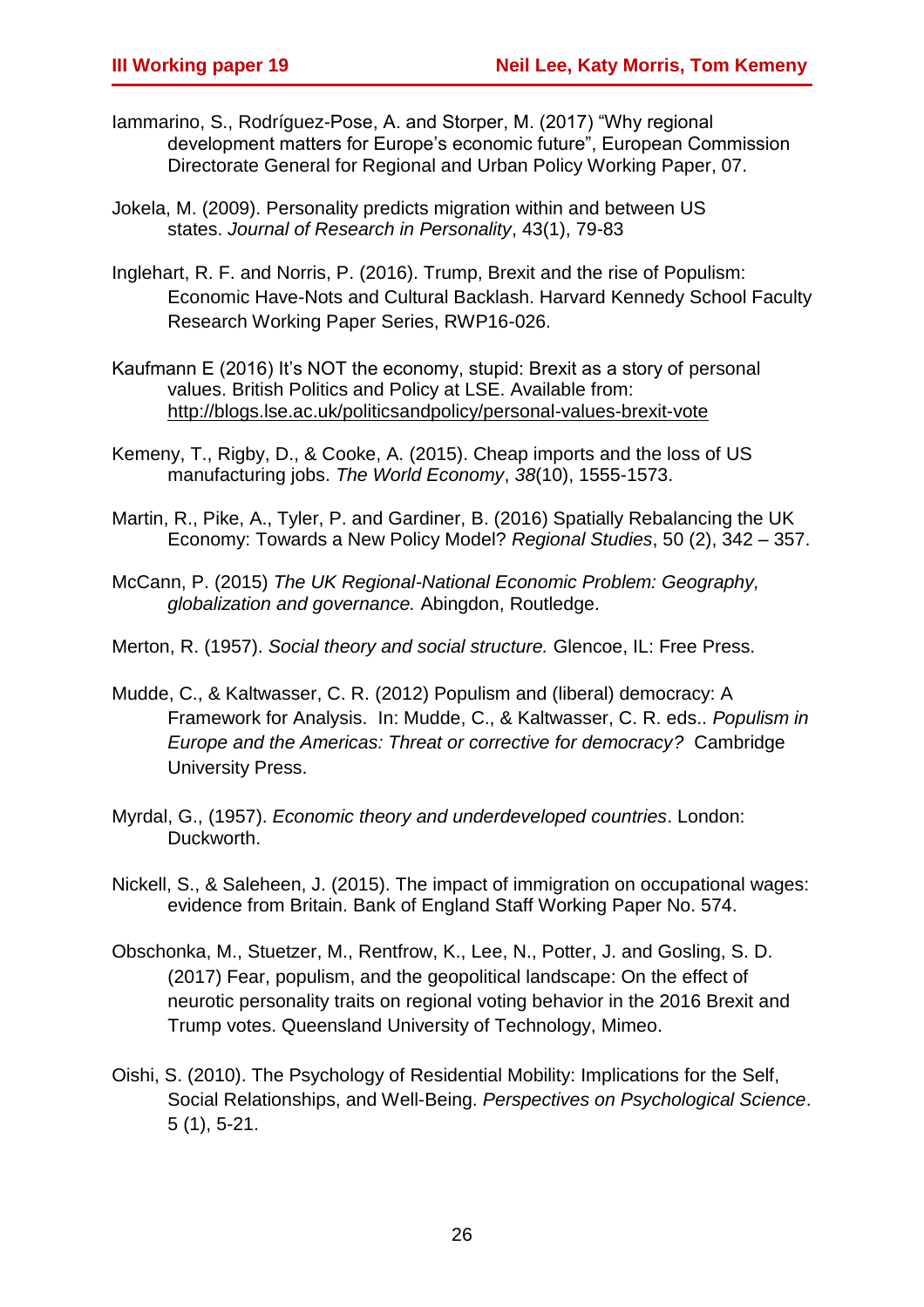Iammarino, S., Rodríguez-Pose, A. and Storper, M. (2017) "Why regional development matters for Europe's economic future", European Commission Directorate General for Regional and Urban Policy Working Paper, 07.

Jokela, M. (2009). Personality predicts migration within and between US states. *Journal of Research in Personality*, 43(1), 79-83

Inglehart, R. F. and Norris, P. (2016). Trump, Brexit and the rise of Populism: Economic Have-Nots and Cultural Backlash. Harvard Kennedy School Faculty Research Working Paper Series, RWP16-026.

Kaufmann E (2016) It's NOT the economy, stupid: Brexit as a story of personal values. British Politics and Policy at LSE. Available from: http://blogs.lse.ac.uk/politicsandpolicy/personal-values-brexit-vote

Kemeny, T., Rigby, D., & Cooke, A. (2015). Cheap imports and the loss of US manufacturing jobs. *The World Economy*, *38*(10), 1555-1573.

Martin, R., Pike, A., Tyler, P. and Gardiner, B. (2016) Spatially Rebalancing the UK Economy: Towards a New Policy Model? *Regional Studies*, 50 (2), 342 – 357.

McCann, P. (2015) *The UK Regional-National Economic Problem: Geography, globalization and governance.* Abingdon, Routledge.

Merton, R. (1957). *Social theory and social structure.* Glencoe, IL: Free Press.

Mudde, C., & Kaltwasser, C. R. (2012) Populism and (liberal) democracy: A Framework for Analysis. In: Mudde, C., & Kaltwasser, C. R. eds.. *Populism in Europe and the Americas: Threat or corrective for democracy?* Cambridge University Press.

Myrdal, G., (1957). *Economic theory and underdeveloped countries*. London: Duckworth.

Nickell, S., & Saleheen, J. (2015). The impact of immigration on occupational wages: evidence from Britain. Bank of England Staff Working Paper No. 574.

Obschonka, M., Stuetzer, M., Rentfrow, K., Lee, N., Potter, J. and Gosling, S. D. (2017) Fear, populism, and the geopolitical landscape: On the effect of neurotic personality traits on regional voting behavior in the 2016 Brexit and Trump votes. Queensland University of Technology, Mimeo.

Oishi, S. (2010). The Psychology of Residential Mobility: Implications for the Self, Social Relationships, and Well-Being. *Perspectives on Psychological Science*. 5 (1), 5-21.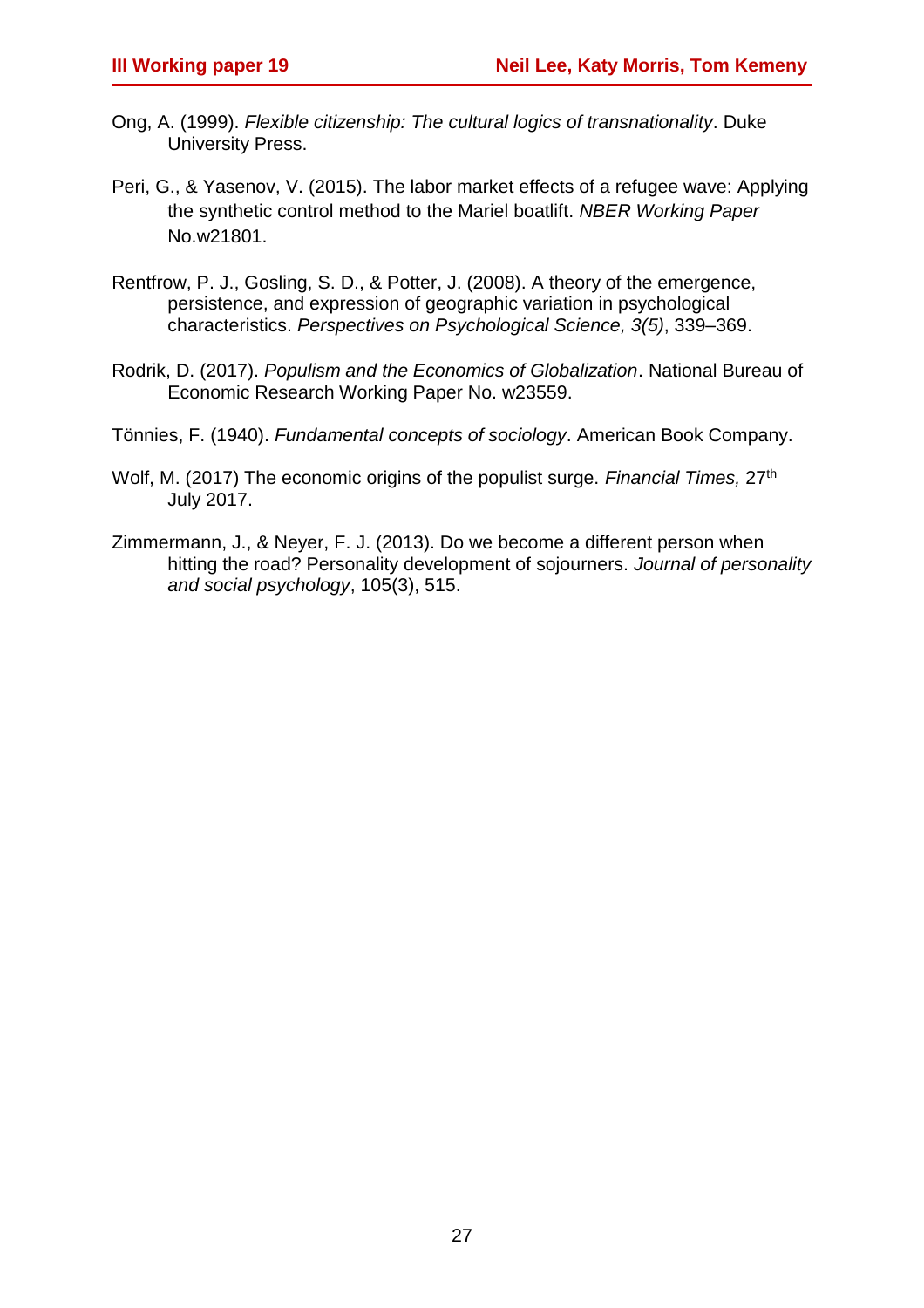Ong, A. (1999). *Flexible citizenship: The cultural logics of transnationality*. Duke University Press.

Peri, G., & Yasenov, V. (2015). The labor market effects of a refugee wave: Applying the synthetic control method to the Mariel boatlift. *NBER Working Paper* No.w21801.

Rentfrow, P. J., Gosling, S. D., & Potter, J. (2008). A theory of the emergence, persistence, and expression of geographic variation in psychological characteristics. *Perspectives on Psychological Science, 3(5)*, 339–369.

Rodrik, D. (2017). *Populism and the Economics of Globalization*. National Bureau of Economic Research Working Paper No. w23559.

Tönnies, F. (1940). *Fundamental concepts of sociology*. American Book Company.

Wolf, M. (2017) The economic origins of the populist surge. *Financial Times,* 27th July 2017.

Zimmermann, J., & Neyer, F. J. (2013). Do we become a different person when hitting the road? Personality development of sojourners. *Journal of personality and social psychology*, 105(3), 515.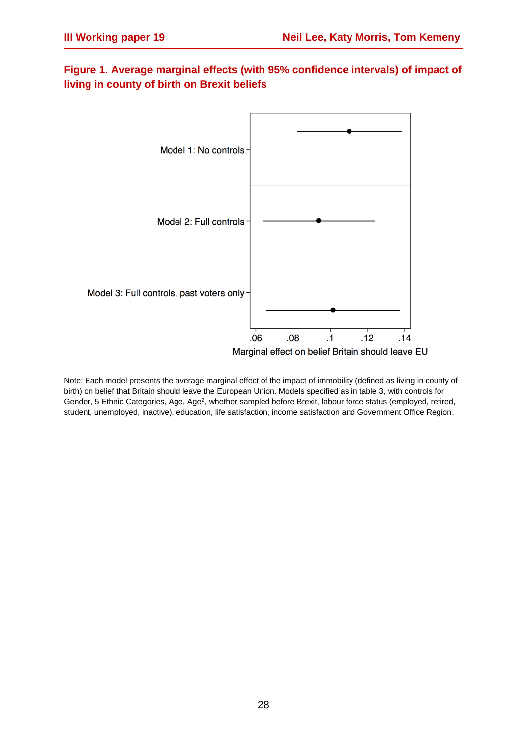**Figure 1. Average marginal effects (with 95% confidence intervals) of impact of living in county of birth on Brexit beliefs**

Model 1: No controls

Model 2: Full controls

Model 3: Full controls, past voters only

.06 .08 .1 .12 .14

Marginal effect on belief Britain should leave EU

Note: Each model presents the average marginal effect of the impact of immobility (defined as living in county of birth) on belief that Britain should leave the European Union. Models specified as in table 3, with controls for Gender, 5 Ethnic Categories, Age, Age$^2$, whether sampled before Brexit, labour force status (employed, retired, student, unemployed, inactive), education, life satisfaction, income satisfaction and Government Office Region.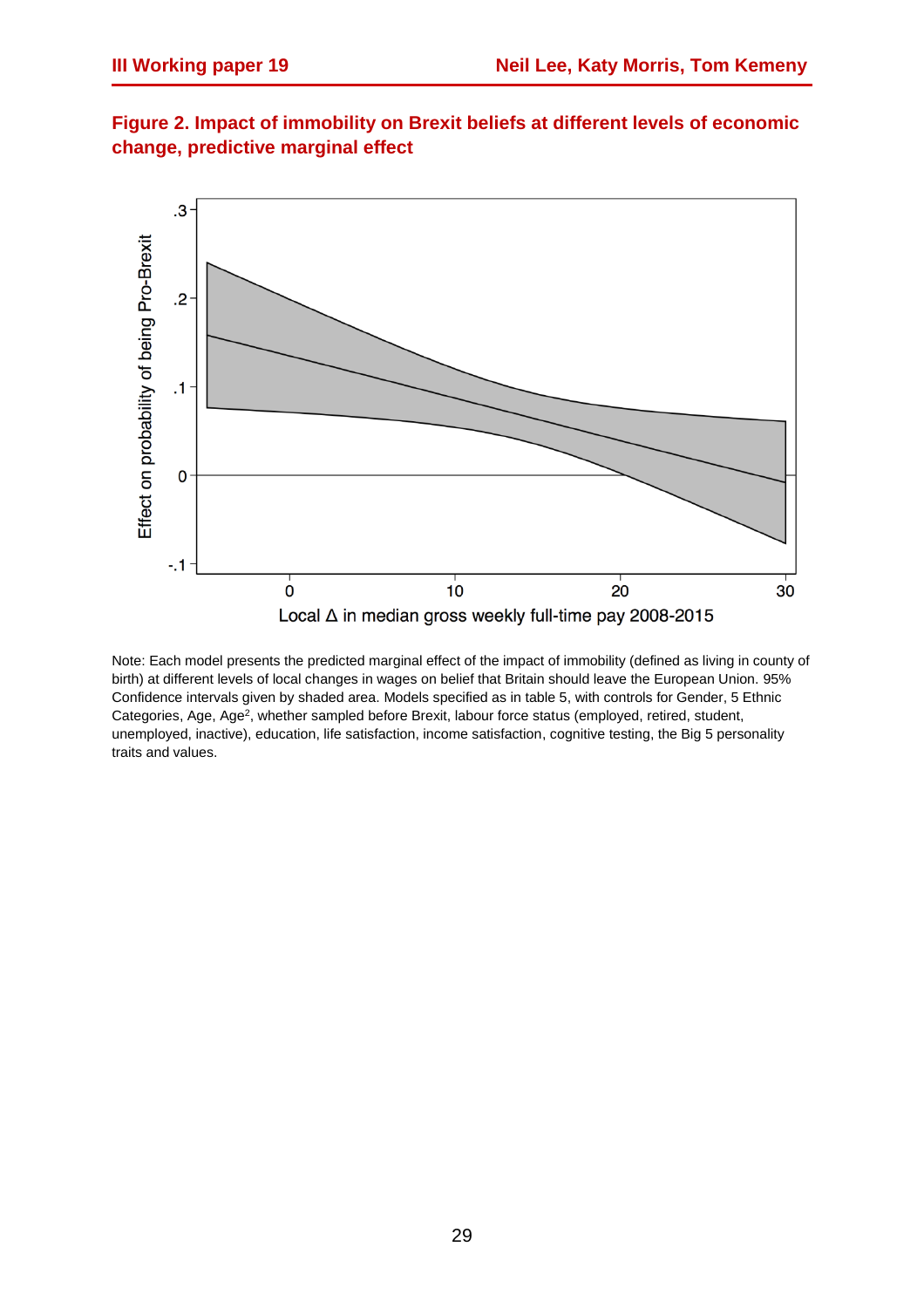**Figure 2. Impact of immobility on Brexit beliefs at different levels of economic change, predictive marginal effect**

Note: Each model presents the predicted marginal effect of the impact of immobility (defined as living in county of birth) at different levels of local changes in wages on belief that Britain should leave the European Union. 95% Confidence intervals given by shaded area. Models specified as in table 5, with controls for Gender, 5 Ethnic Categories, Age, Age$^2$, whether sampled before Brexit, labour force status (employed, retired, student, unemployed, inactive), education, life satisfaction, income satisfaction, cognitive testing, the Big 5 personality traits and values.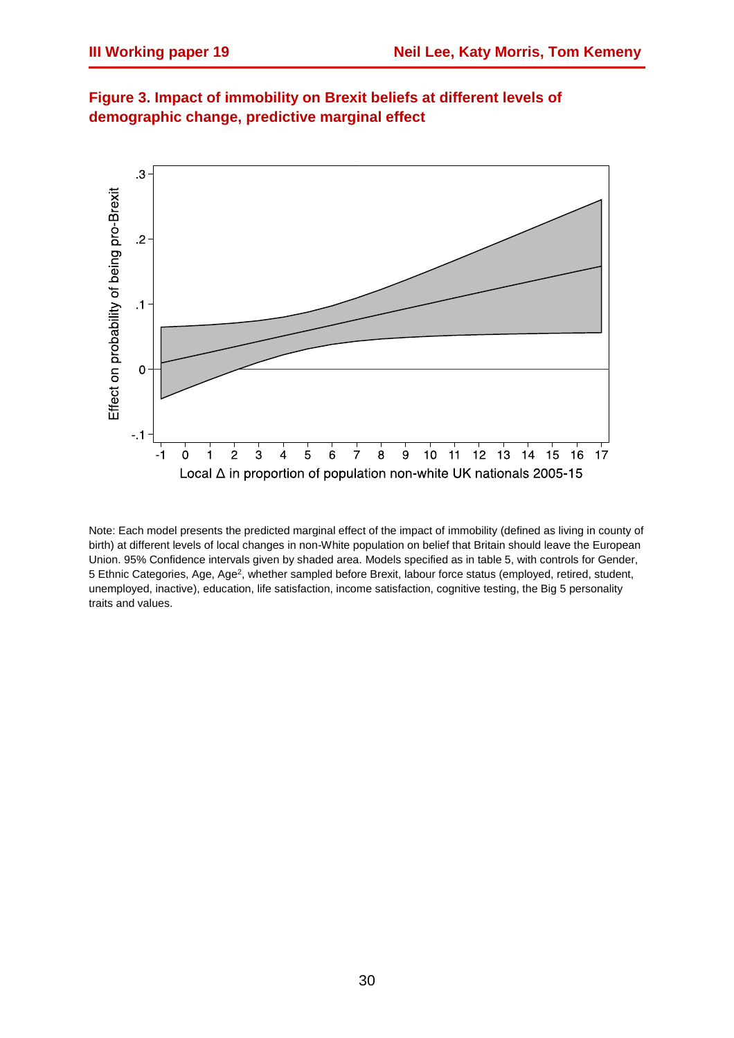**Figure 3. Impact of immobility on Brexit beliefs at different levels of demographic change, predictive marginal effect**

Note: Each model presents the predicted marginal effect of the impact of immobility (defined as living in county of birth) at different levels of local changes in non-White population on belief that Britain should leave the European Union. 95% Confidence intervals given by shaded area. Models specified as in table 5, with controls for Gender, 5 Ethnic Categories, Age, Age$^2$, whether sampled before Brexit, labour force status (employed, retired, student, unemployed, inactive), education, life satisfaction, income satisfaction, cognitive testing, the Big 5 personality traits and values.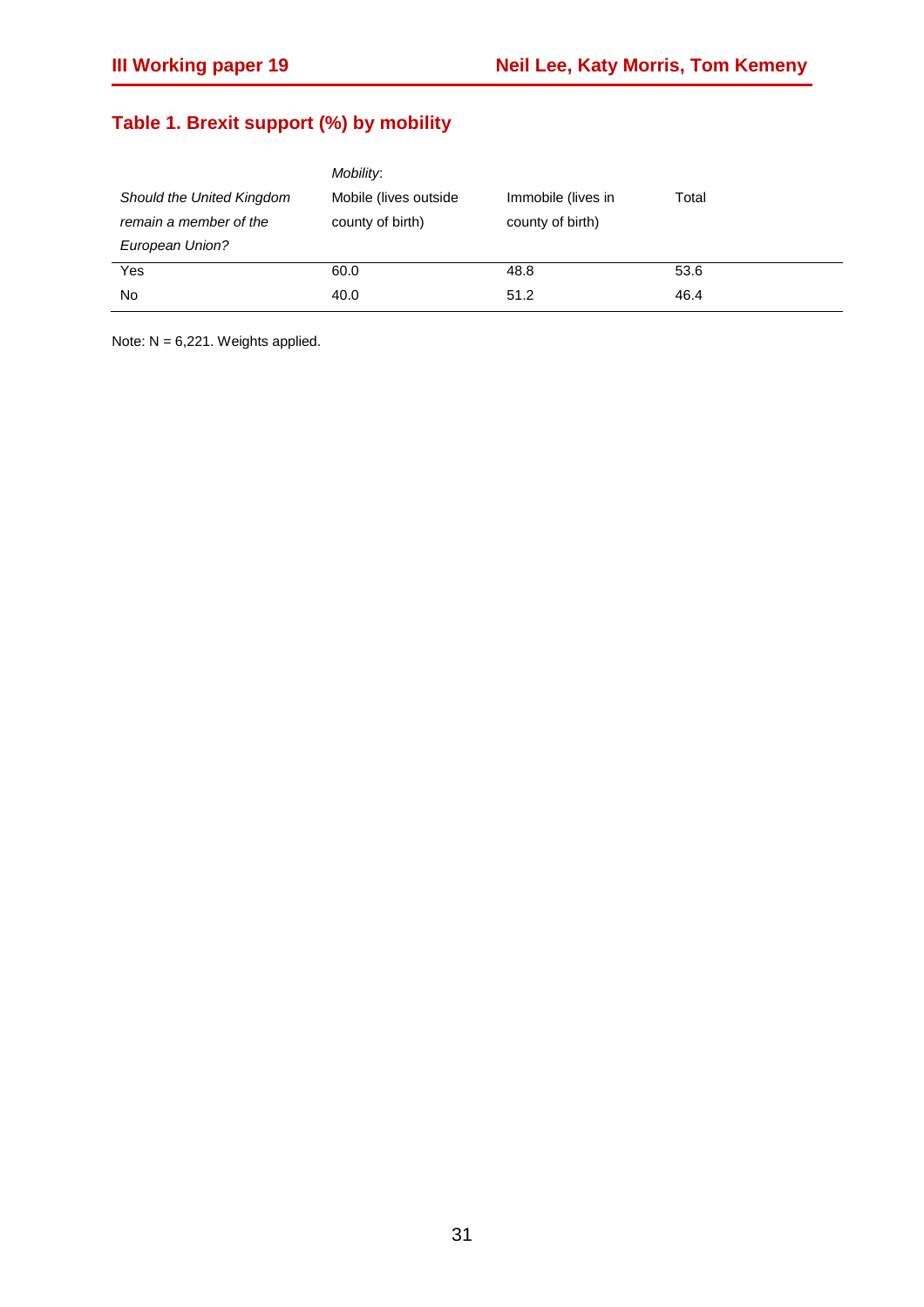## Table 1. Brexit support (%) by mobility

| *Should the United Kingdom remain a member of the European Union?* | *Mobility*: Mobile (lives outside county of birth) | Immobile (lives in county of birth) | Total |
|---|---|---|---|
| Yes | 60.0 | 48.8 | 53.6 |
| No | 40.0 | 51.2 | 46.4 |

Note: N = 6,221. Weights applied.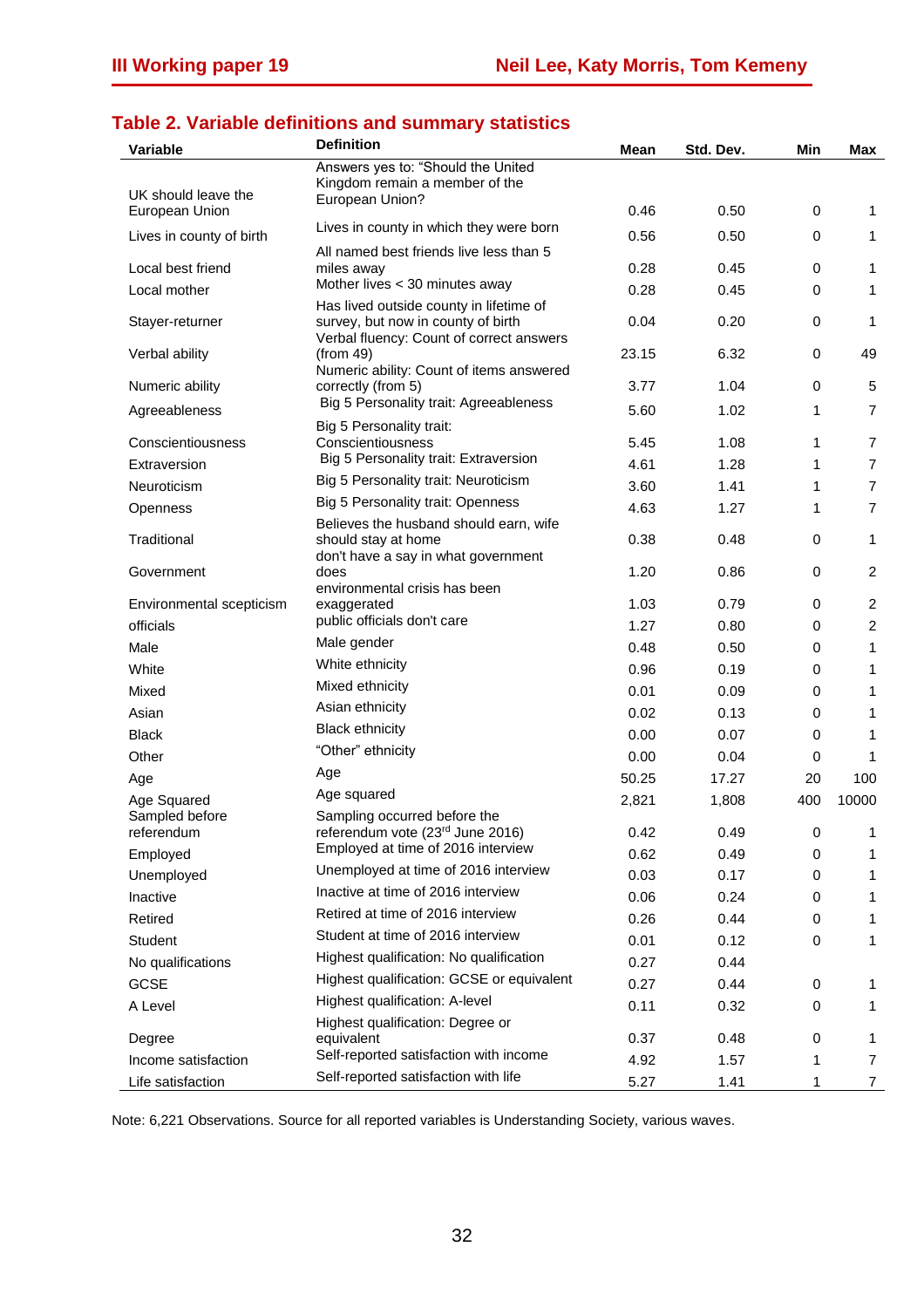## Table 2. Variable definitions and summary statistics

| Variable | Definition | Mean | Std. Dev. | Min | Max |
|---|---|---|---|---|---|
| UK should leave the European Union | Answers yes to: "Should the United Kingdom remain a member of the European Union? | 0.46 | 0.50 | 0 | 1 |
| Lives in county of birth | Lives in county in which they were born | 0.56 | 0.50 | 0 | 1 |
| Local best friend | All named best friends live less than 5 miles away | 0.28 | 0.45 | 0 | 1 |
| Local mother | Mother lives < 30 minutes away | 0.28 | 0.45 | 0 | 1 |
| Stayer-returner | Has lived outside county in lifetime of survey, but now in county of birth | 0.04 | 0.20 | 0 | 1 |
| Verbal ability | Verbal fluency: Count of correct answers (from 49) | 23.15 | 6.32 | 0 | 49 |
| Numeric ability | Numeric ability: Count of items answered correctly (from 5) | 3.77 | 1.04 | 0 | 5 |
| Agreeableness | Big 5 Personality trait: Agreeableness | 5.60 | 1.02 | 1 | 7 |
| Conscientiousness | Big 5 Personality trait: Conscientiousness | 5.45 | 1.08 | 1 | 7 |
| Extraversion | Big 5 Personality trait: Extraversion | 4.61 | 1.28 | 1 | 7 |
| Neuroticism | Big 5 Personality trait: Neuroticism | 3.60 | 1.41 | 1 | 7 |
| Openness | Big 5 Personality trait: Openness | 4.63 | 1.27 | 1 | 7 |
| Traditional | Believes the husband should earn, wife should stay at home | 0.38 | 0.48 | 0 | 1 |
| Government | don't have a say in what government does | 1.20 | 0.86 | 0 | 2 |
| Environmental scepticism | environmental crisis has been exaggerated | 1.03 | 0.79 | 0 | 2 |
| officials | public officials don't care | 1.27 | 0.80 | 0 | 2 |
| Male | Male gender | 0.48 | 0.50 | 0 | 1 |
| White | White ethnicity | 0.96 | 0.19 | 0 | 1 |
| Mixed | Mixed ethnicity | 0.01 | 0.09 | 0 | 1 |
| Asian | Asian ethnicity | 0.02 | 0.13 | 0 | 1 |
| Black | Black ethnicity | 0.00 | 0.07 | 0 | 1 |
| Other | "Other" ethnicity | 0.00 | 0.04 | 0 | 1 |
| Age | Age | 50.25 | 17.27 | 20 | 100 |
| Age Squared | Age squared | 2,821 | 1,808 | 400 | 10000 |
| Sampled before referendum | Sampling occurred before the referendum vote (23rd June 2016) | 0.42 | 0.49 | 0 | 1 |
| Employed | Employed at time of 2016 interview | 0.62 | 0.49 | 0 | 1 |
| Unemployed | Unemployed at time of 2016 interview | 0.03 | 0.17 | 0 | 1 |
| Inactive | Inactive at time of 2016 interview | 0.06 | 0.24 | 0 | 1 |
| Retired | Retired at time of 2016 interview | 0.26 | 0.44 | 0 | 1 |
| Student | Student at time of 2016 interview | 0.01 | 0.12 | 0 | 1 |
| No qualifications | Highest qualification: No qualification | 0.27 | 0.44 | | |
| GCSE | Highest qualification: GCSE or equivalent | 0.27 | 0.44 | 0 | 1 |
| A Level | Highest qualification: A-level | 0.11 | 0.32 | 0 | 1 |
| Degree | Highest qualification: Degree or equivalent | 0.37 | 0.48 | 0 | 1 |
| Income satisfaction | Self-reported satisfaction with income | 4.92 | 1.57 | 1 | 7 |
| Life satisfaction | Self-reported satisfaction with life | 5.27 | 1.41 | 1 | 7 |

Note: 6,221 Observations. Source for all reported variables is Understanding Society, various waves.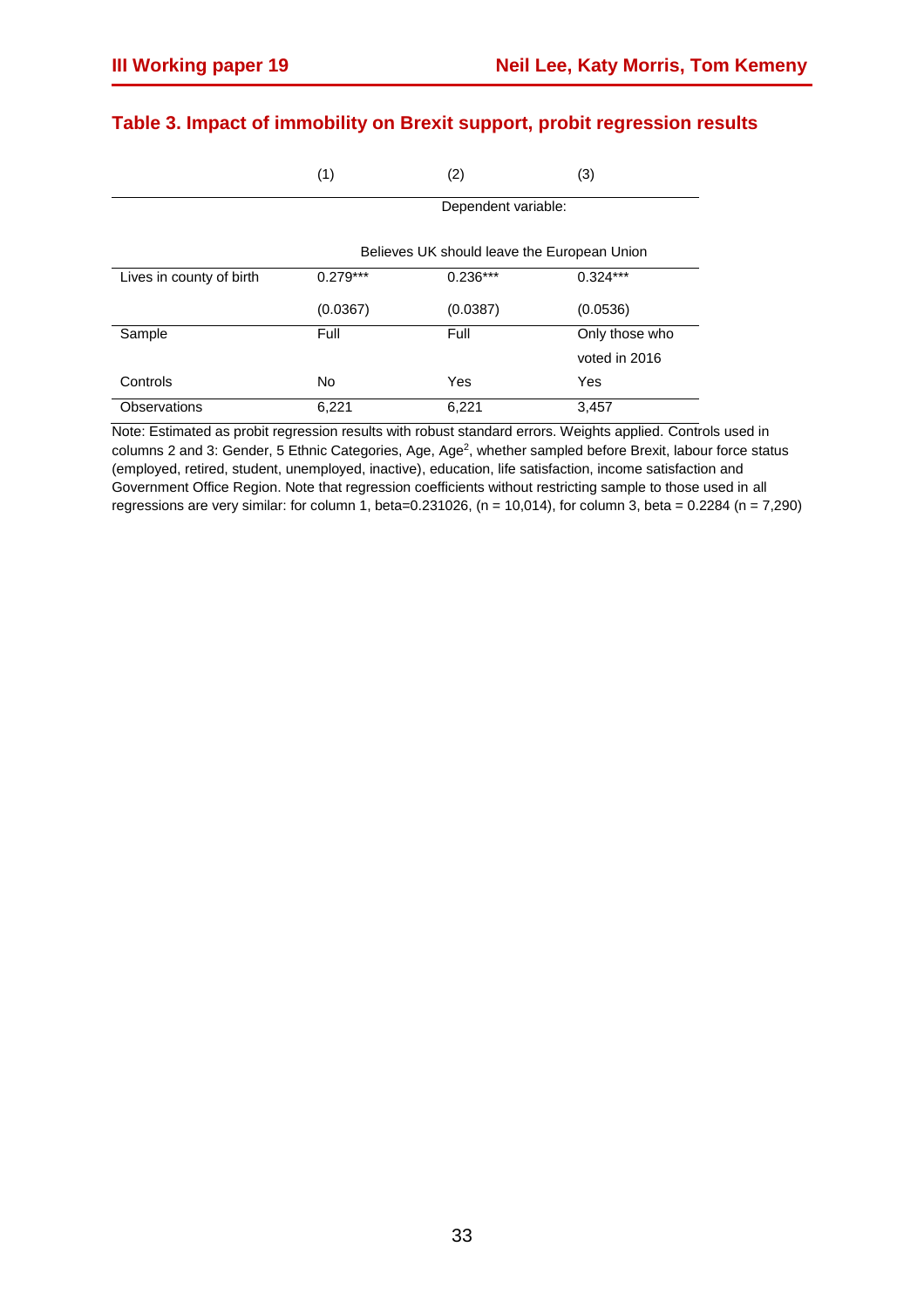### Table 3. Impact of immobility on Brexit support, probit regression results

| | (1) | (2) | (3) |
|---|---|---|---|
| | Dependent variable: | | |
| | Believes UK should leave the European Union | | |
| Lives in county of birth | 0.279*** | 0.236*** | 0.324*** |
| | (0.0367) | (0.0387) | (0.0536) |
| Sample | Full | Full | Only those who voted in 2016 |
| Controls | No | Yes | Yes |
| Observations | 6,221 | 6,221 | 3,457 |

Note: Estimated as probit regression results with robust standard errors. Weights applied. Controls used in columns 2 and 3: Gender, 5 Ethnic Categories, Age, Age$^2$, whether sampled before Brexit, labour force status (employed, retired, student, unemployed, inactive), education, life satisfaction, income satisfaction and Government Office Region. Note that regression coefficients without restricting sample to those used in all regressions are very similar: for column 1, beta=0.231026, (n = 10,014), for column 3, beta = 0.2284 (n = 7,290)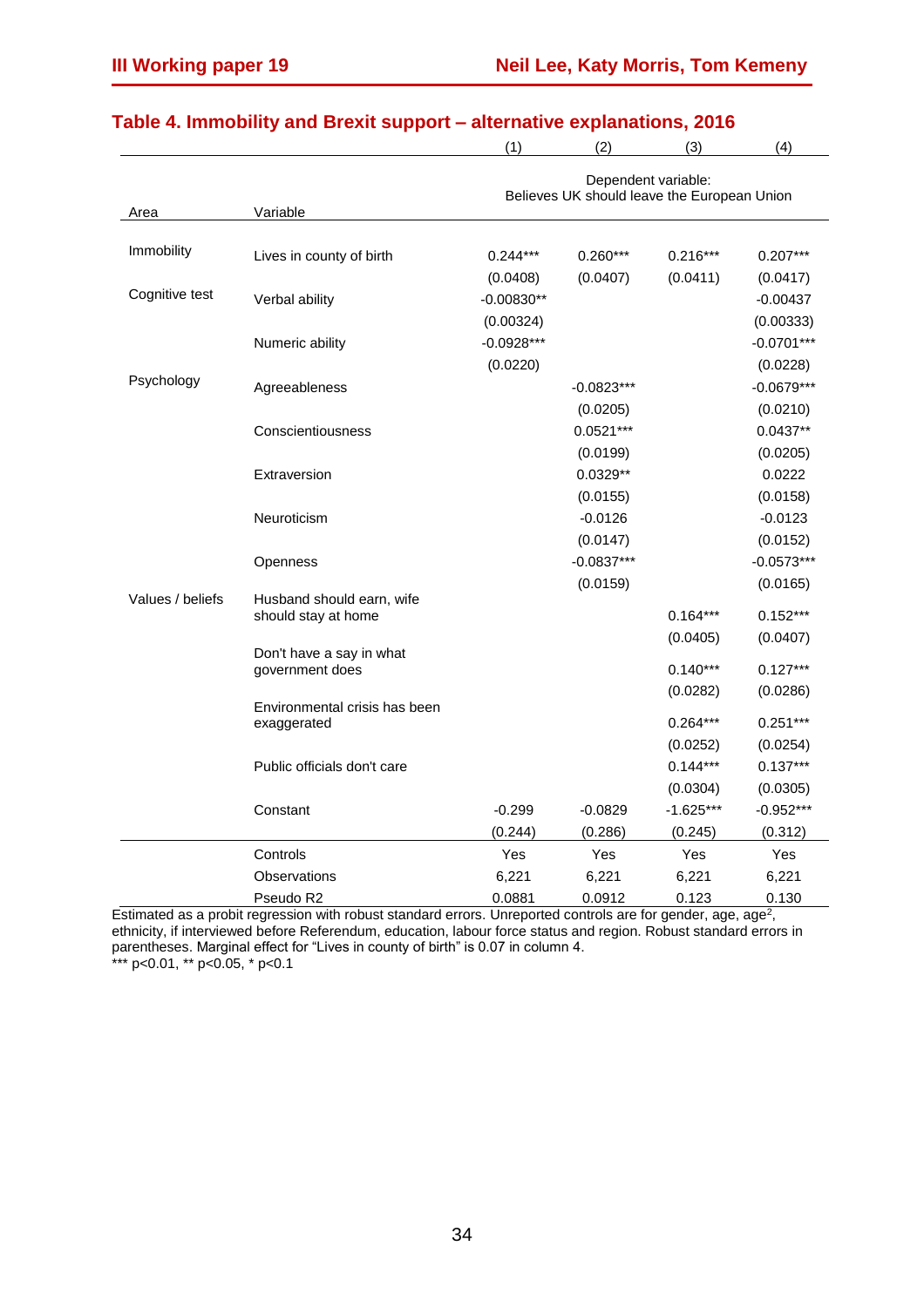## Table 4. Immobility and Brexit support – alternative explanations, 2016

| Area | Variable | (1) | (2) | (3) | (4) |
|---|---|---|---|---|---|
| | | Dependent variable: Believes UK should leave the European Union | | | |
| Immobility | Lives in county of birth | 0.244*** | 0.260*** | 0.216*** | 0.207*** |
| | | (0.0408) | (0.0407) | (0.0411) | (0.0417) |
| Cognitive test | Verbal ability | -0.00830** | | | -0.00437 |
| | | (0.00324) | | | (0.00333) |
| | Numeric ability | -0.0928*** | | | -0.0701*** |
| | | (0.0220) | | | (0.0228) |
| Psychology | Agreeableness | | -0.0823*** | | -0.0679*** |
| | | | (0.0205) | | (0.0210) |
| | Conscientiousness | | 0.0521*** | | 0.0437** |
| | | | (0.0199) | | (0.0205) |
| | Extraversion | | 0.0329** | | 0.0222 |
| | | | (0.0155) | | (0.0158) |
| | Neuroticism | | -0.0126 | | -0.0123 |
| | | | (0.0147) | | (0.0152) |
| | Openness | | -0.0837*** | | -0.0573*** |
| | | | (0.0159) | | (0.0165) |
| Values / beliefs | Husband should earn, wife should stay at home | | | 0.164*** | 0.152*** |
| | | | | (0.0405) | (0.0407) |
| | Don't have a say in what government does | | | 0.140*** | 0.127*** |
| | | | | (0.0282) | (0.0286) |
| | Environmental crisis has been exaggerated | | | 0.264*** | 0.251*** |
| | | | | (0.0252) | (0.0254) |
| | Public officials don't care | | | 0.144*** | 0.137*** |
| | | | | (0.0304) | (0.0305) |
| | Constant | -0.299 | -0.0829 | -1.625*** | -0.952*** |
| | | (0.244) | (0.286) | (0.245) | (0.312) |
| | Controls | Yes | Yes | Yes | Yes |
| | Observations | 6,221 | 6,221 | 6,221 | 6,221 |
| | Pseudo R2 | 0.0881 | 0.0912 | 0.123 | 0.130 |

Estimated as a probit regression with robust standard errors. Unreported controls are for gender, age, age$^2$, ethnicity, if interviewed before Referendum, education, labour force status and region. Robust standard errors in parentheses. Marginal effect for "Lives in county of birth" is 0.07 in column 4.
*** p<0.01, ** p<0.05, * p<0.1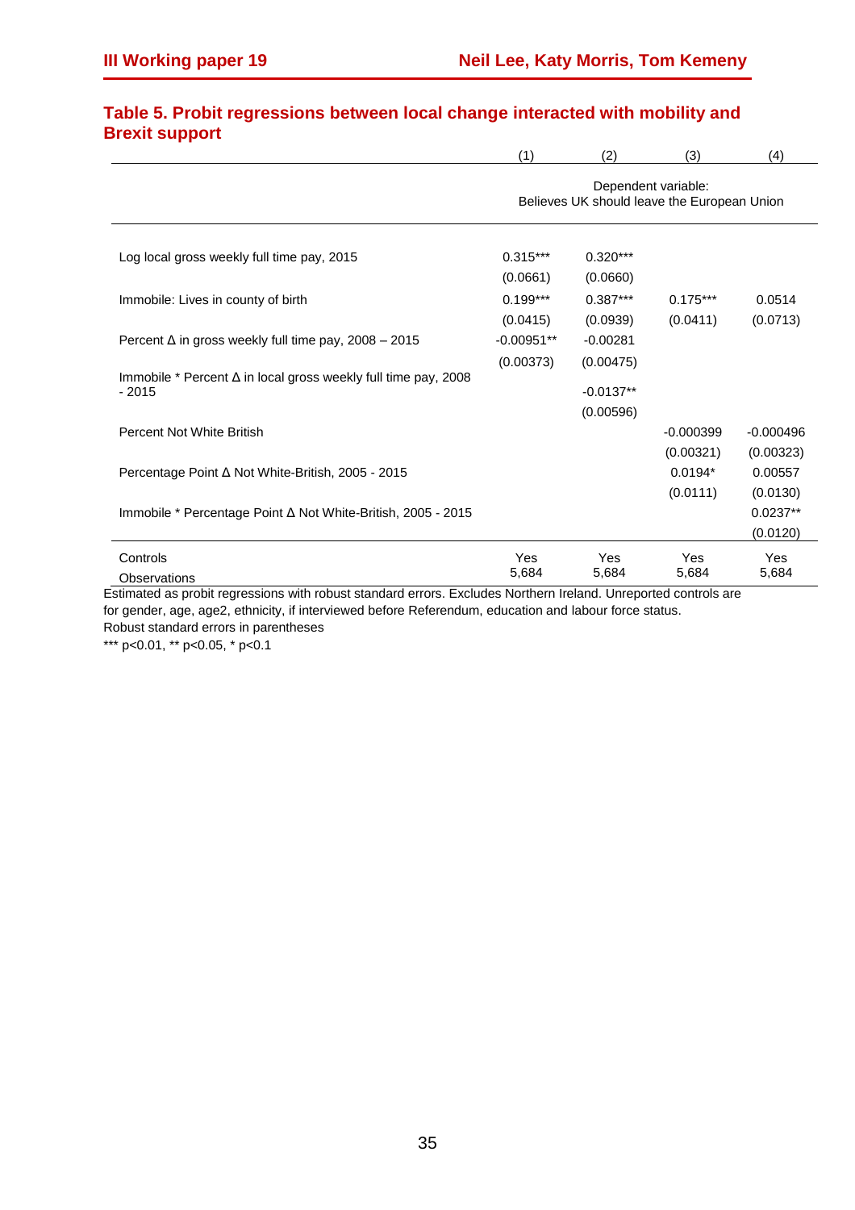### Table 5. Probit regressions between local change interacted with mobility and Brexit support

| | (1) | (2) | (3) | (4) |
|---|---|---|---|---|
| | Dependent variable: Believes UK should leave the European Union | | | |
| Log local gross weekly full time pay, 2015 | 0.315*** | 0.320*** | | |
| | (0.0661) | (0.0660) | | |
| Immobile: Lives in county of birth | 0.199*** | 0.387*** | 0.175*** | 0.0514 |
| | (0.0415) | (0.0939) | (0.0411) | (0.0713) |
| Percent Δ in gross weekly full time pay, 2008 – 2015 | -0.00951** | -0.00281 | | |
| | (0.00373) | (0.00475) | | |
| Immobile * Percent Δ in local gross weekly full time pay, 2008 - 2015 | | -0.0137** | | |
| | | (0.00596) | | |
| Percent Not White British | | | -0.000399 | -0.000496 |
| | | | (0.00321) | (0.00323) |
| Percentage Point Δ Not White-British, 2005 - 2015 | | | 0.0194* | 0.00557 |
| | | | (0.0111) | (0.0130) |
| Immobile * Percentage Point Δ Not White-British, 2005 - 2015 | | | | 0.0237** |
| | | | | (0.0120) |
| Controls | Yes | Yes | Yes | Yes |
| Observations | 5,684 | 5,684 | 5,684 | 5,684 |

Estimated as probit regressions with robust standard errors. Excludes Northern Ireland. Unreported controls are for gender, age, age2, ethnicity, if interviewed before Referendum, education and labour force status.
Robust standard errors in parentheses
*** p<0.01, ** p<0.05, * p<0.1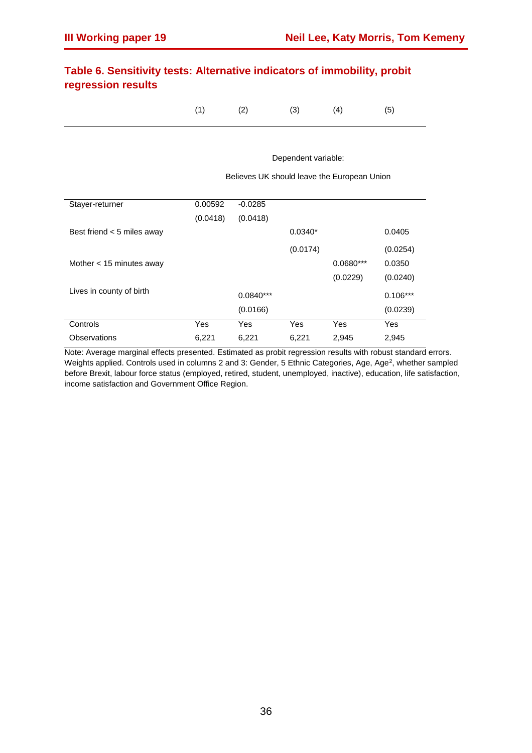## Table 6. Sensitivity tests: Alternative indicators of immobility, probit regression results

| | (1) | (2) | (3) | (4) | (5) |
|---|---|---|---|---|---|
| | Dependent variable: Believes UK should leave the European Union | | | | |
| Stayer-returner | 0.00592 | -0.0285 | | | |
| | (0.0418) | (0.0418) | | | |
| Best friend < 5 miles away | | | 0.0340* | | 0.0405 |
| | | | (0.0174) | | (0.0254) |
| Mother < 15 minutes away | | | | 0.0680*** | 0.0350 |
| | | | | (0.0229) | (0.0240) |
| Lives in county of birth | | 0.0840*** | | | 0.106*** |
| | | (0.0166) | | | (0.0239) |
| Controls | Yes | Yes | Yes | Yes | Yes |
| Observations | 6,221 | 6,221 | 6,221 | 2,945 | 2,945 |

Note: Average marginal effects presented. Estimated as probit regression results with robust standard errors. Weights applied. Controls used in columns 2 and 3: Gender, 5 Ethnic Categories, Age, Age$^2$, whether sampled before Brexit, labour force status (employed, retired, student, unemployed, inactive), education, life satisfaction, income satisfaction and Government Office Region.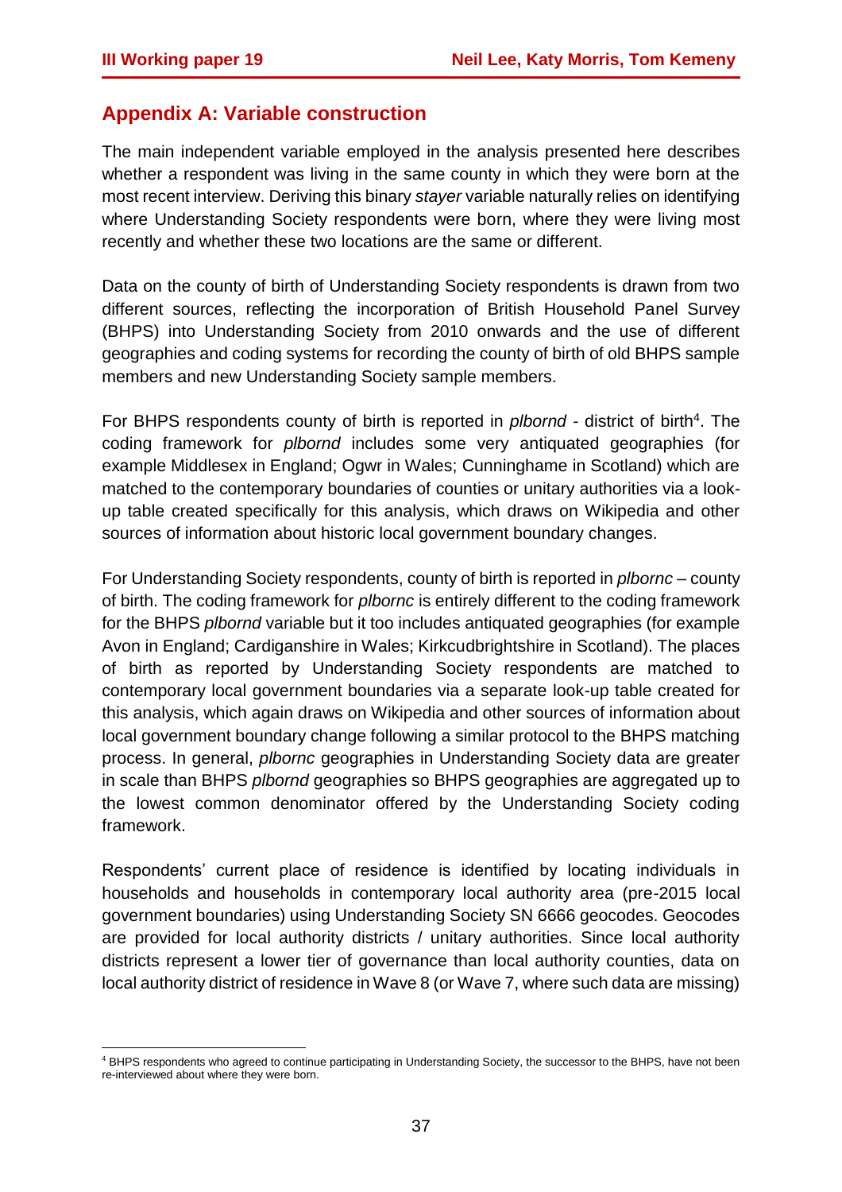## Appendix A: Variable construction

The main independent variable employed in the analysis presented here describes whether a respondent was living in the same county in which they were born at the most recent interview. Deriving this binary *stayer* variable naturally relies on identifying where Understanding Society respondents were born, where they were living most recently and whether these two locations are the same or different.

Data on the county of birth of Understanding Society respondents is drawn from two different sources, reflecting the incorporation of British Household Panel Survey (BHPS) into Understanding Society from 2010 onwards and the use of different geographies and coding systems for recording the county of birth of old BHPS sample members and new Understanding Society sample members.

For BHPS respondents county of birth is reported in *plbornd* - district of birth[4]. The coding framework for *plbornd* includes some very antiquated geographies (for example Middlesex in England; Ogwr in Wales; Cunninghame in Scotland) which are matched to the contemporary boundaries of counties or unitary authorities via a look-up table created specifically for this analysis, which draws on Wikipedia and other sources of information about historic local government boundary changes.

For Understanding Society respondents, county of birth is reported in *plbornc* – county of birth. The coding framework for *plbornc* is entirely different to the coding framework for the BHPS *plbornd* variable but it too includes antiquated geographies (for example Avon in England; Cardiganshire in Wales; Kirkcudbrightshire in Scotland). The places of birth as reported by Understanding Society respondents are matched to contemporary local government boundaries via a separate look-up table created for this analysis, which again draws on Wikipedia and other sources of information about local government boundary change following a similar protocol to the BHPS matching process. In general, *plbornc* geographies in Understanding Society data are greater in scale than BHPS *plbornd* geographies so BHPS geographies are aggregated up to the lowest common denominator offered by the Understanding Society coding framework.

Respondents' current place of residence is identified by locating individuals in households and households in contemporary local authority area (pre-2015 local government boundaries) using Understanding Society SN 6666 geocodes. Geocodes are provided for local authority districts / unitary authorities. Since local authority districts represent a lower tier of governance than local authority counties, data on local authority district of residence in Wave 8 (or Wave 7, where such data are missing)

[4] BHPS respondents who agreed to continue participating in Understanding Society, the successor to the BHPS, have not been re-interviewed about where they were born.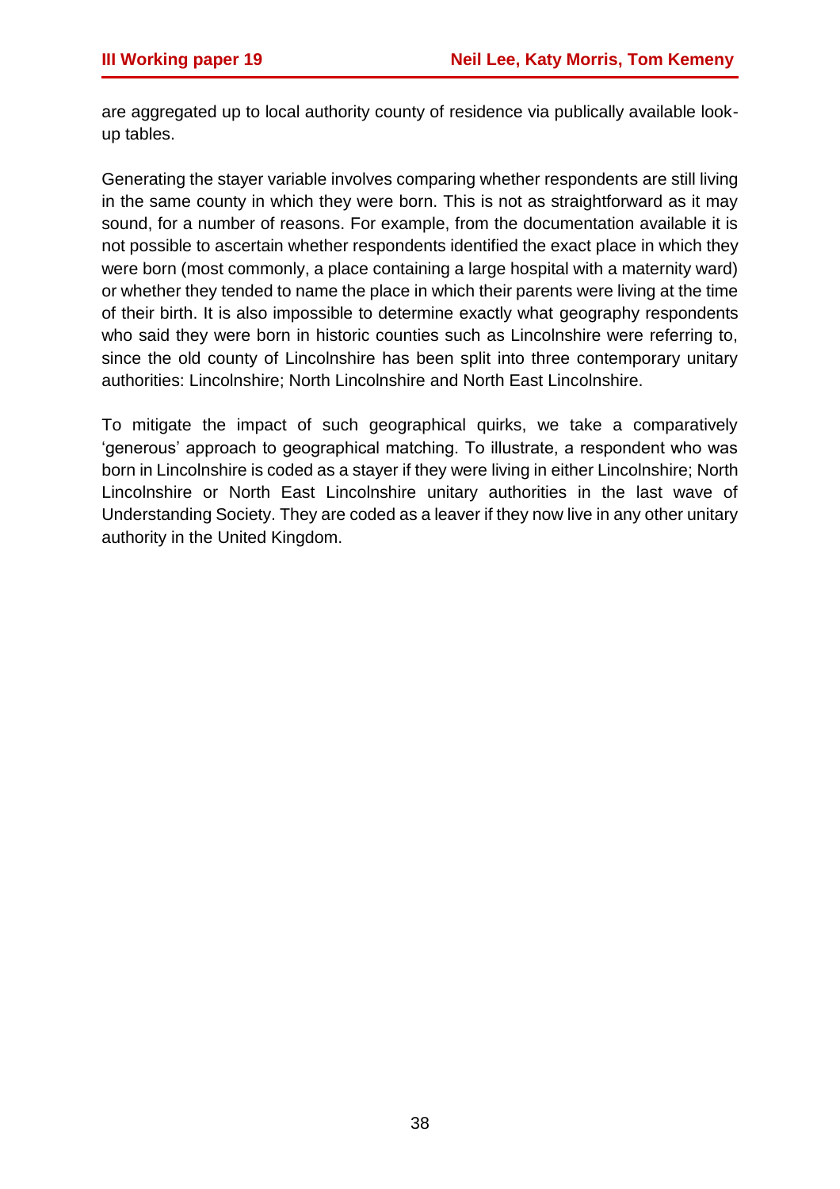are aggregated up to local authority county of residence via publically available look-up tables.

Generating the stayer variable involves comparing whether respondents are still living in the same county in which they were born. This is not as straightforward as it may sound, for a number of reasons. For example, from the documentation available it is not possible to ascertain whether respondents identified the exact place in which they were born (most commonly, a place containing a large hospital with a maternity ward) or whether they tended to name the place in which their parents were living at the time of their birth. It is also impossible to determine exactly what geography respondents who said they were born in historic counties such as Lincolnshire were referring to, since the old county of Lincolnshire has been split into three contemporary unitary authorities: Lincolnshire; North Lincolnshire and North East Lincolnshire.

To mitigate the impact of such geographical quirks, we take a comparatively 'generous' approach to geographical matching. To illustrate, a respondent who was born in Lincolnshire is coded as a stayer if they were living in either Lincolnshire; North Lincolnshire or North East Lincolnshire unitary authorities in the last wave of Understanding Society. They are coded as a leaver if they now live in any other unitary authority in the United Kingdom.